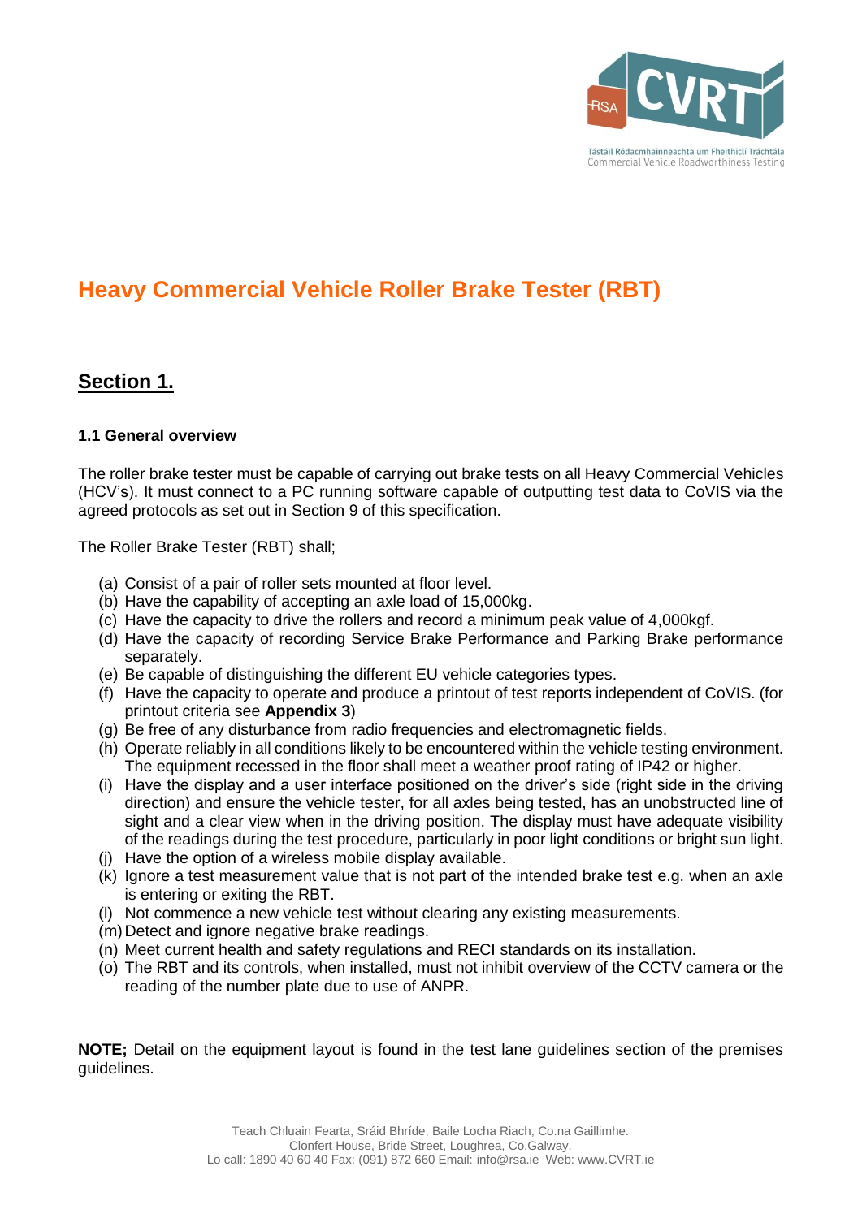# Heavy Commercial Vehicle Roller Brake Tester (RBT)

## Section 1.

### 1.1 General overview

The roller brake tester must be capable of carrying out brake tests on all Heavy Commercial Vehicles (HCV's). It must connect to a PC running software capable of outputting test data to CoVIS via the agreed protocols as set out in Section 9 of this specification.

The Roller Brake Tester (RBT) shall;

(a) Consist of a pair of roller sets mounted at floor level.
(b) Have the capability of accepting an axle load of 15,000kg.
(c) Have the capacity to drive the rollers and record a minimum peak value of 4,000kgf.
(d) Have the capacity of recording Service Brake Performance and Parking Brake performance separately.
(e) Be capable of distinguishing the different EU vehicle categories types.
(f) Have the capacity to operate and produce a printout of test reports independent of CoVIS. (for printout criteria see **Appendix 3**)
(g) Be free of any disturbance from radio frequencies and electromagnetic fields.
(h) Operate reliably in all conditions likely to be encountered within the vehicle testing environment. The equipment recessed in the floor shall meet a weather proof rating of IP42 or higher.
(i) Have the display and a user interface positioned on the driver's side (right side in the driving direction) and ensure the vehicle tester, for all axles being tested, has an unobstructed line of sight and a clear view when in the driving position. The display must have adequate visibility of the readings during the test procedure, particularly in poor light conditions or bright sun light.
(j) Have the option of a wireless mobile display available.
(k) Ignore a test measurement value that is not part of the intended brake test e.g. when an axle is entering or exiting the RBT.
(l) Not commence a new vehicle test without clearing any existing measurements.
(m) Detect and ignore negative brake readings.
(n) Meet current health and safety regulations and RECI standards on its installation.
(o) The RBT and its controls, when installed, must not inhibit overview of the CCTV camera or the reading of the number plate due to use of ANPR.

**NOTE;** Detail on the equipment layout is found in the test lane guidelines section of the premises guidelines.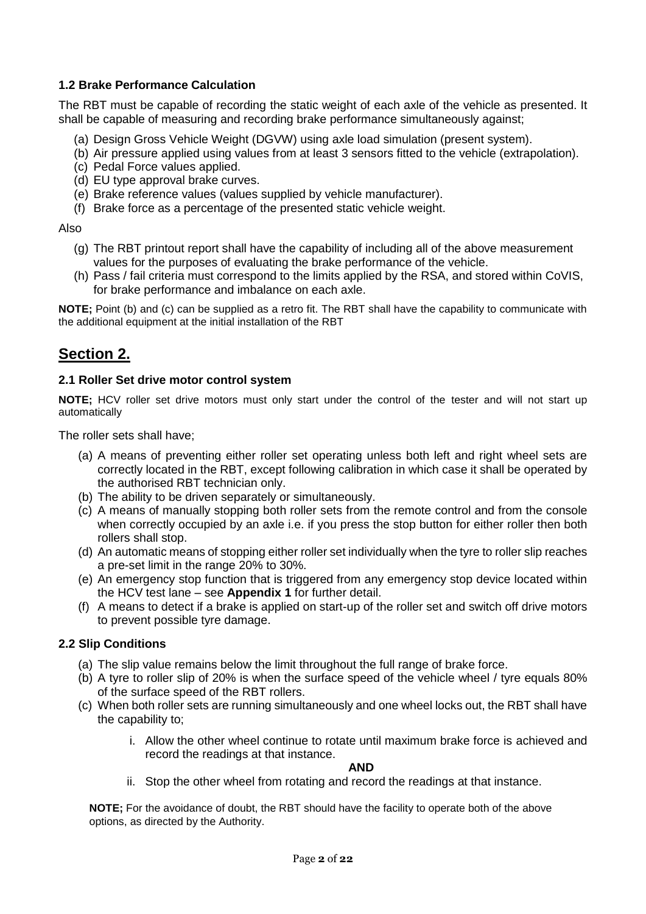### 1.2 Brake Performance Calculation

The RBT must be capable of recording the static weight of each axle of the vehicle as presented. It shall be capable of measuring and recording brake performance simultaneously against;

(a) Design Gross Vehicle Weight (DGVW) using axle load simulation (present system).
(b) Air pressure applied using values from at least 3 sensors fitted to the vehicle (extrapolation).
(c) Pedal Force values applied.
(d) EU type approval brake curves.
(e) Brake reference values (values supplied by vehicle manufacturer).
(f) Brake force as a percentage of the presented static vehicle weight.

Also

(g) The RBT printout report shall have the capability of including all of the above measurement values for the purposes of evaluating the brake performance of the vehicle.
(h) Pass / fail criteria must correspond to the limits applied by the RSA, and stored within CoVIS, for brake performance and imbalance on each axle.

**NOTE;** Point (b) and (c) can be supplied as a retro fit. The RBT shall have the capability to communicate with the additional equipment at the initial installation of the RBT

## Section 2.

### 2.1 Roller Set drive motor control system

**NOTE;** HCV roller set drive motors must only start under the control of the tester and will not start up automatically

The roller sets shall have;

(a) A means of preventing either roller set operating unless both left and right wheel sets are correctly located in the RBT, except following calibration in which case it shall be operated by the authorised RBT technician only.
(b) The ability to be driven separately or simultaneously.
(c) A means of manually stopping both roller sets from the remote control and from the console when correctly occupied by an axle i.e. if you press the stop button for either roller then both rollers shall stop.
(d) An automatic means of stopping either roller set individually when the tyre to roller slip reaches a pre-set limit in the range 20% to 30%.
(e) An emergency stop function that is triggered from any emergency stop device located within the HCV test lane – see **Appendix 1** for further detail.
(f) A means to detect if a brake is applied on start-up of the roller set and switch off drive motors to prevent possible tyre damage.

### 2.2 Slip Conditions

(a) The slip value remains below the limit throughout the full range of brake force.
(b) A tyre to roller slip of 20% is when the surface speed of the vehicle wheel / tyre equals 80% of the surface speed of the RBT rollers.
(c) When both roller sets are running simultaneously and one wheel locks out, the RBT shall have the capability to;

   i. Allow the other wheel continue to rotate until maximum brake force is achieved and record the readings at that instance.

   **AND**

   ii. Stop the other wheel from rotating and record the readings at that instance.

**NOTE;** For the avoidance of doubt, the RBT should have the facility to operate both of the above options, as directed by the Authority.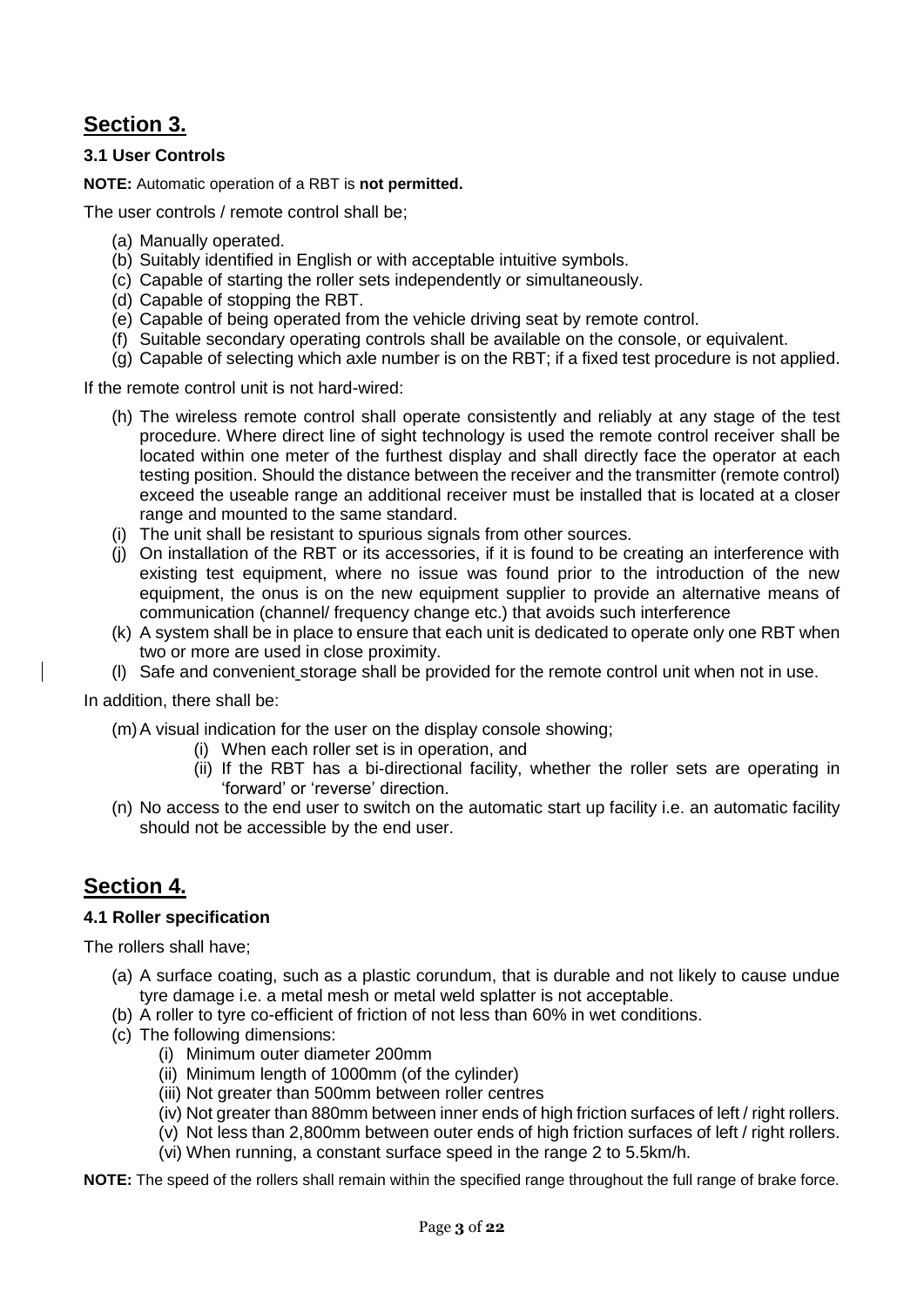# Section 3.

### 3.1 User Controls

**NOTE:** Automatic operation of a RBT is **not permitted.**

The user controls / remote control shall be;

(a) Manually operated.
(b) Suitably identified in English or with acceptable intuitive symbols.
(c) Capable of starting the roller sets independently or simultaneously.
(d) Capable of stopping the RBT.
(e) Capable of being operated from the vehicle driving seat by remote control.
(f) Suitable secondary operating controls shall be available on the console, or equivalent.
(g) Capable of selecting which axle number is on the RBT; if a fixed test procedure is not applied.

If the remote control unit is not hard-wired:

(h) The wireless remote control shall operate consistently and reliably at any stage of the test procedure. Where direct line of sight technology is used the remote control receiver shall be located within one meter of the furthest display and shall directly face the operator at each testing position. Should the distance between the receiver and the transmitter (remote control) exceed the useable range an additional receiver must be installed that is located at a closer range and mounted to the same standard.
(i) The unit shall be resistant to spurious signals from other sources.
(j) On installation of the RBT or its accessories, if it is found to be creating an interference with existing test equipment, where no issue was found prior to the introduction of the new equipment, the onus is on the new equipment supplier to provide an alternative means of communication (channel/ frequency change etc.) that avoids such interference
(k) A system shall be in place to ensure that each unit is dedicated to operate only one RBT when two or more are used in close proximity.
(l) Safe and convenient storage shall be provided for the remote control unit when not in use.

In addition, there shall be:

(m) A visual indication for the user on the display console showing;
  (i) When each roller set is in operation, and
  (ii) If the RBT has a bi-directional facility, whether the roller sets are operating in 'forward' or 'reverse' direction.
(n) No access to the end user to switch on the automatic start up facility i.e. an automatic facility should not be accessible by the end user.

# Section 4.

### 4.1 Roller specification

The rollers shall have;

(a) A surface coating, such as a plastic corundum, that is durable and not likely to cause undue tyre damage i.e. a metal mesh or metal weld splatter is not acceptable.
(b) A roller to tyre co-efficient of friction of not less than 60% in wet conditions.
(c) The following dimensions:
  (i) Minimum outer diameter 200mm
  (ii) Minimum length of 1000mm (of the cylinder)
  (iii) Not greater than 500mm between roller centres
  (iv) Not greater than 880mm between inner ends of high friction surfaces of left / right rollers.
  (v) Not less than 2,800mm between outer ends of high friction surfaces of left / right rollers.
  (vi) When running, a constant surface speed in the range 2 to 5.5km/h.

**NOTE:** The speed of the rollers shall remain within the specified range throughout the full range of brake force.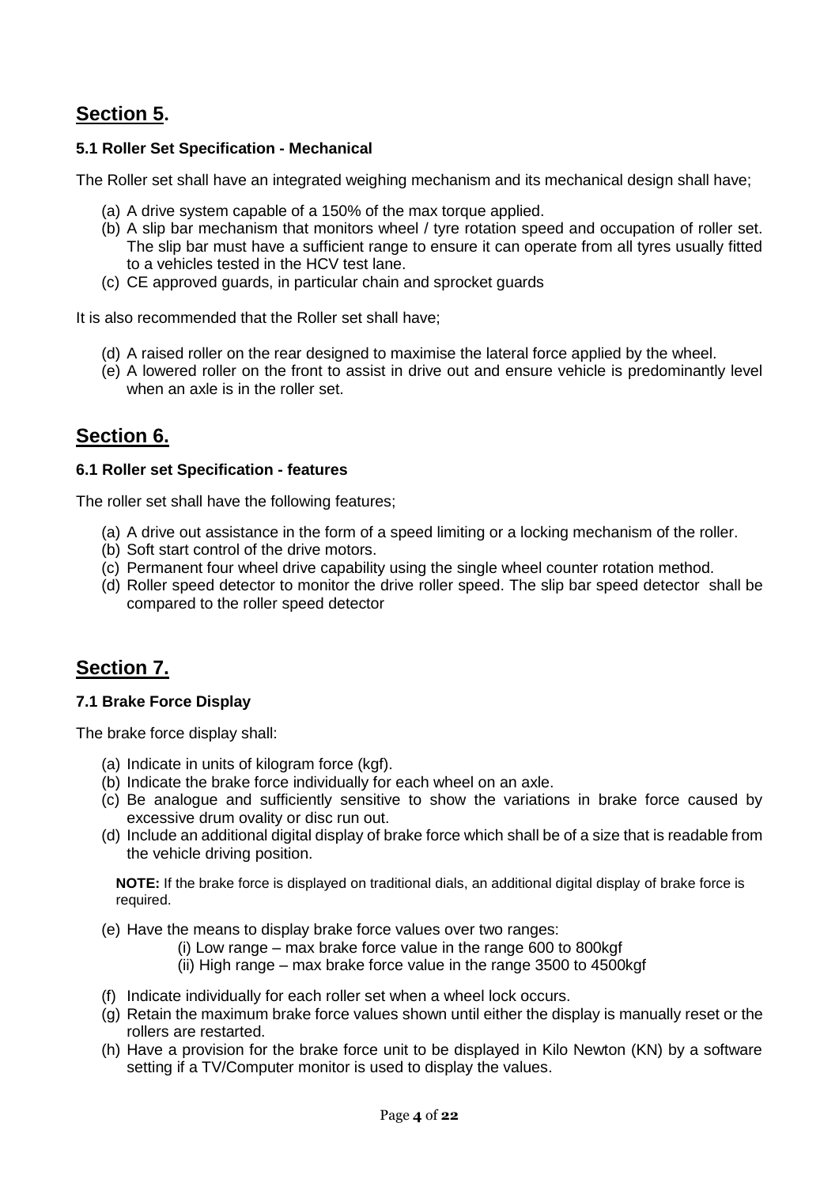## Section 5.

### 5.1 Roller Set Specification - Mechanical

The Roller set shall have an integrated weighing mechanism and its mechanical design shall have;

(a) A drive system capable of a 150% of the max torque applied.
(b) A slip bar mechanism that monitors wheel / tyre rotation speed and occupation of roller set. The slip bar must have a sufficient range to ensure it can operate from all tyres usually fitted to a vehicles tested in the HCV test lane.
(c) CE approved guards, in particular chain and sprocket guards

It is also recommended that the Roller set shall have;

(d) A raised roller on the rear designed to maximise the lateral force applied by the wheel.
(e) A lowered roller on the front to assist in drive out and ensure vehicle is predominantly level when an axle is in the roller set.

## Section 6.

### 6.1 Roller set Specification - features

The roller set shall have the following features;

(a) A drive out assistance in the form of a speed limiting or a locking mechanism of the roller.
(b) Soft start control of the drive motors.
(c) Permanent four wheel drive capability using the single wheel counter rotation method.
(d) Roller speed detector to monitor the drive roller speed. The slip bar speed detector shall be compared to the roller speed detector

## Section 7.

### 7.1 Brake Force Display

The brake force display shall:

(a) Indicate in units of kilogram force (kgf).
(b) Indicate the brake force individually for each wheel on an axle.
(c) Be analogue and sufficiently sensitive to show the variations in brake force caused by excessive drum ovality or disc run out.
(d) Include an additional digital display of brake force which shall be of a size that is readable from the vehicle driving position.

**NOTE:** If the brake force is displayed on traditional dials, an additional digital display of brake force is required.

(e) Have the means to display brake force values over two ranges:
    (i) Low range – max brake force value in the range 600 to 800kgf
    (ii) High range – max brake force value in the range 3500 to 4500kgf
(f) Indicate individually for each roller set when a wheel lock occurs.
(g) Retain the maximum brake force values shown until either the display is manually reset or the rollers are restarted.
(h) Have a provision for the brake force unit to be displayed in Kilo Newton (KN) by a software setting if a TV/Computer monitor is used to display the values.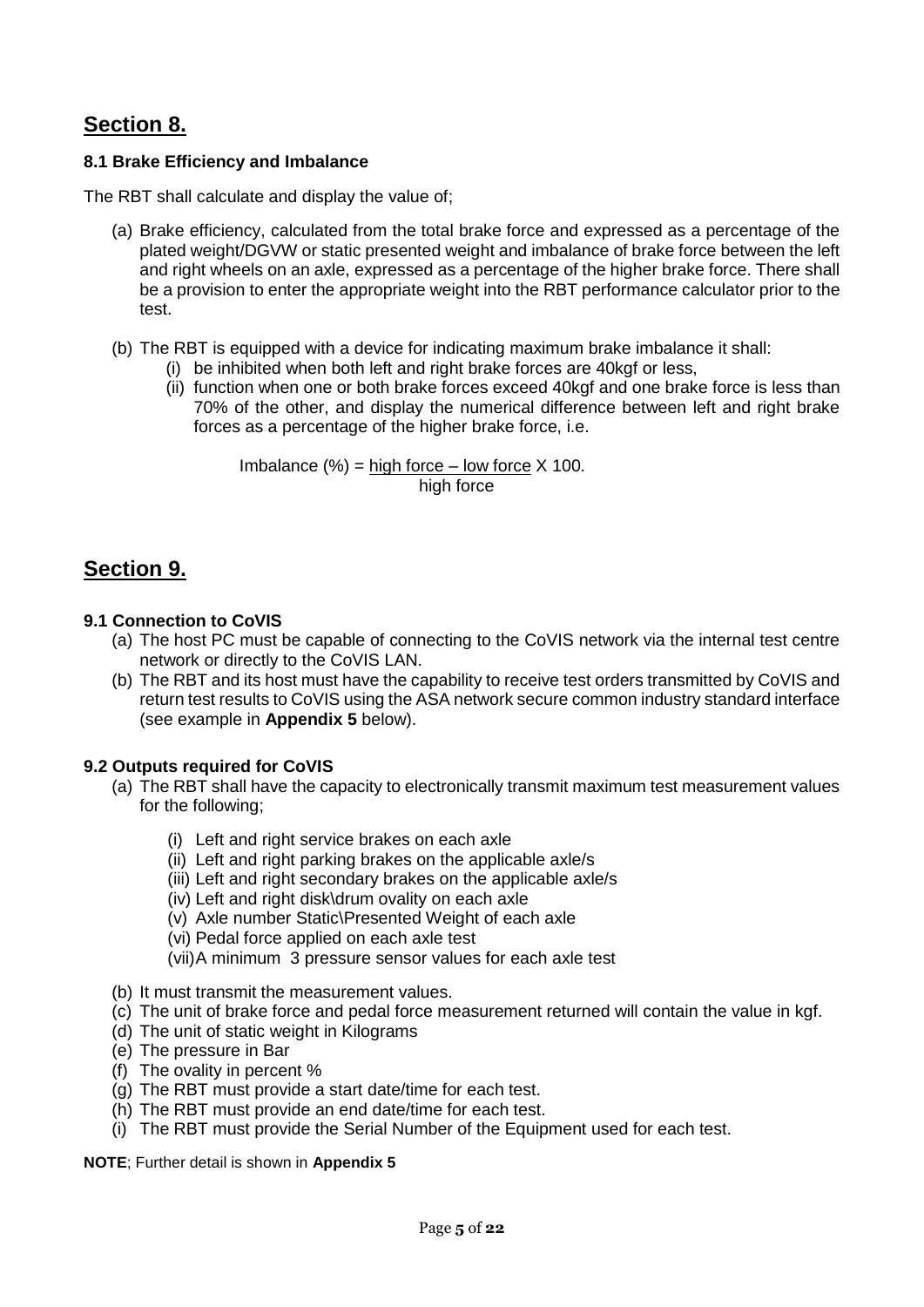# Section 8.

### 8.1 Brake Efficiency and Imbalance

The RBT shall calculate and display the value of;

(a) Brake efficiency, calculated from the total brake force and expressed as a percentage of the plated weight/DGVW or static presented weight and imbalance of brake force between the left and right wheels on an axle, expressed as a percentage of the higher brake force. There shall be a provision to enter the appropriate weight into the RBT performance calculator prior to the test.

(b) The RBT is equipped with a device for indicating maximum brake imbalance it shall:
   (i) be inhibited when both left and right brake forces are 40kgf or less,
   (ii) function when one or both brake forces exceed 40kgf and one brake force is less than 70% of the other, and display the numerical difference between left and right brake forces as a percentage of the higher brake force, i.e.

$$\text{Imbalance } (\%) = \frac{\text{high force} - \text{low force}}{\text{high force}} \times 100.$$

# Section 9.

### 9.1 Connection to CoVIS

(a) The host PC must be capable of connecting to the CoVIS network via the internal test centre network or directly to the CoVIS LAN.
(b) The RBT and its host must have the capability to receive test orders transmitted by CoVIS and return test results to CoVIS using the ASA network secure common industry standard interface (see example in **Appendix 5** below).

### 9.2 Outputs required for CoVIS

(a) The RBT shall have the capacity to electronically transmit maximum test measurement values for the following;

   (i) Left and right service brakes on each axle
   (ii) Left and right parking brakes on the applicable axle/s
   (iii) Left and right secondary brakes on the applicable axle/s
   (iv) Left and right disk\drum ovality on each axle
   (v) Axle number Static\Presented Weight of each axle
   (vi) Pedal force applied on each axle test
   (vii) A minimum 3 pressure sensor values for each axle test

(b) It must transmit the measurement values.
(c) The unit of brake force and pedal force measurement returned will contain the value in kgf.
(d) The unit of static weight in Kilograms
(e) The pressure in Bar
(f) The ovality in percent %
(g) The RBT must provide a start date/time for each test.
(h) The RBT must provide an end date/time for each test.
(i) The RBT must provide the Serial Number of the Equipment used for each test.

**NOTE**; Further detail is shown in **Appendix 5**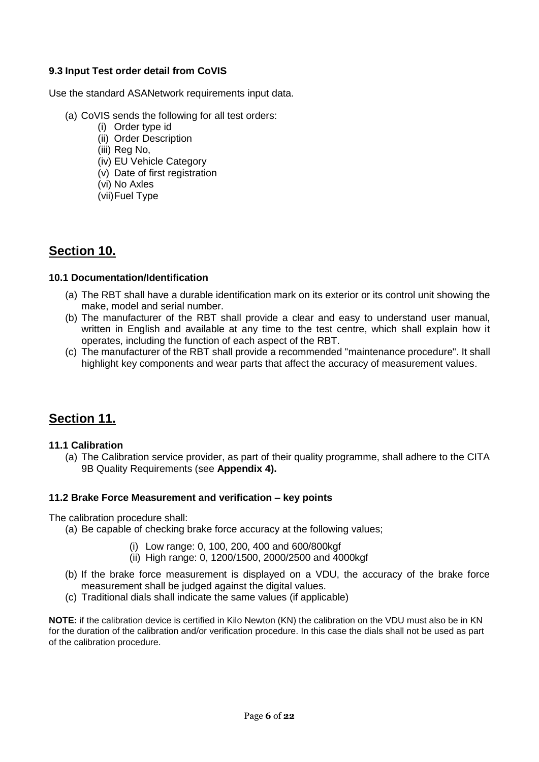### 9.3 Input Test order detail from CoVIS

Use the standard ASANetwork requirements input data.

(a) CoVIS sends the following for all test orders:
   (i) Order type id
   (ii) Order Description
   (iii) Reg No,
   (iv) EU Vehicle Category
   (v) Date of first registration
   (vi) No Axles
   (vii) Fuel Type

## Section 10.

### 10.1 Documentation/Identification

(a) The RBT shall have a durable identification mark on its exterior or its control unit showing the make, model and serial number.
(b) The manufacturer of the RBT shall provide a clear and easy to understand user manual, written in English and available at any time to the test centre, which shall explain how it operates, including the function of each aspect of the RBT.
(c) The manufacturer of the RBT shall provide a recommended "maintenance procedure". It shall highlight key components and wear parts that affect the accuracy of measurement values.

## Section 11.

### 11.1 Calibration

(a) The Calibration service provider, as part of their quality programme, shall adhere to the CITA 9B Quality Requirements (see **Appendix 4).**

### 11.2 Brake Force Measurement and verification – key points

The calibration procedure shall:

(a) Be capable of checking brake force accuracy at the following values;
   (i) Low range: 0, 100, 200, 400 and 600/800kgf
   (ii) High range: 0, 1200/1500, 2000/2500 and 4000kgf
(b) If the brake force measurement is displayed on a VDU, the accuracy of the brake force measurement shall be judged against the digital values.
(c) Traditional dials shall indicate the same values (if applicable)

**NOTE:** if the calibration device is certified in Kilo Newton (KN) the calibration on the VDU must also be in KN for the duration of the calibration and/or verification procedure. In this case the dials shall not be used as part of the calibration procedure.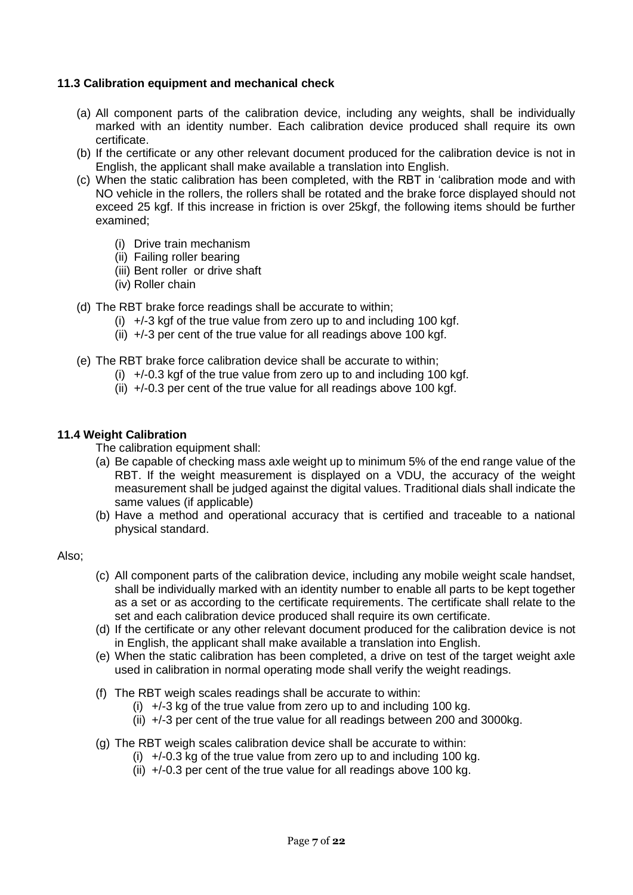### 11.3 Calibration equipment and mechanical check

(a) All component parts of the calibration device, including any weights, shall be individually marked with an identity number. Each calibration device produced shall require its own certificate.

(b) If the certificate or any other relevant document produced for the calibration device is not in English, the applicant shall make available a translation into English.

(c) When the static calibration has been completed, with the RBT in 'calibration mode and with NO vehicle in the rollers, the rollers shall be rotated and the brake force displayed should not exceed 25 kgf. If this increase in friction is over 25kgf, the following items should be further examined;

   (i) Drive train mechanism
   (ii) Failing roller bearing
   (iii) Bent roller or drive shaft
   (iv) Roller chain

(d) The RBT brake force readings shall be accurate to within;
   (i) +/-3 kgf of the true value from zero up to and including 100 kgf.
   (ii) +/-3 per cent of the true value for all readings above 100 kgf.

(e) The RBT brake force calibration device shall be accurate to within;
   (i) +/-0.3 kgf of the true value from zero up to and including 100 kgf.
   (ii) +/-0.3 per cent of the true value for all readings above 100 kgf.

### 11.4 Weight Calibration

The calibration equipment shall:

(a) Be capable of checking mass axle weight up to minimum 5% of the end range value of the RBT. If the weight measurement is displayed on a VDU, the accuracy of the weight measurement shall be judged against the digital values. Traditional dials shall indicate the same values (if applicable)

(b) Have a method and operational accuracy that is certified and traceable to a national physical standard.

Also;

(c) All component parts of the calibration device, including any mobile weight scale handset, shall be individually marked with an identity number to enable all parts to be kept together as a set or as according to the certificate requirements. The certificate shall relate to the set and each calibration device produced shall require its own certificate.

(d) If the certificate or any other relevant document produced for the calibration device is not in English, the applicant shall make available a translation into English.

(e) When the static calibration has been completed, a drive on test of the target weight axle used in calibration in normal operating mode shall verify the weight readings.

(f) The RBT weigh scales readings shall be accurate to within:
   (i) +/-3 kg of the true value from zero up to and including 100 kg.
   (ii) +/-3 per cent of the true value for all readings between 200 and 3000kg.

(g) The RBT weigh scales calibration device shall be accurate to within:
   (i) +/-0.3 kg of the true value from zero up to and including 100 kg.
   (ii) +/-0.3 per cent of the true value for all readings above 100 kg.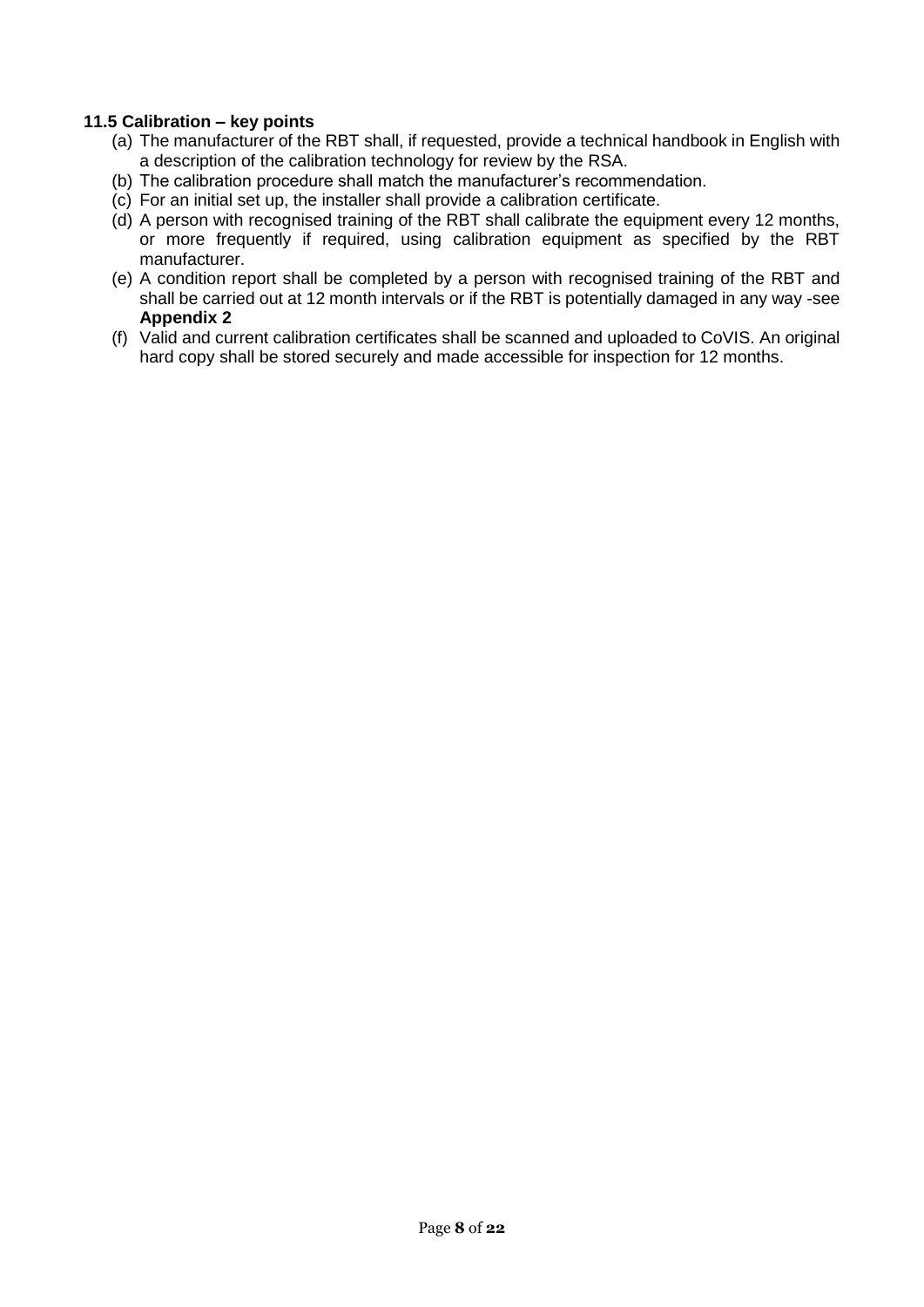### 11.5 Calibration – key points

(a) The manufacturer of the RBT shall, if requested, provide a technical handbook in English with a description of the calibration technology for review by the RSA.

(b) The calibration procedure shall match the manufacturer's recommendation.

(c) For an initial set up, the installer shall provide a calibration certificate.

(d) A person with recognised training of the RBT shall calibrate the equipment every 12 months, or more frequently if required, using calibration equipment as specified by the RBT manufacturer.

(e) A condition report shall be completed by a person with recognised training of the RBT and shall be carried out at 12 month intervals or if the RBT is potentially damaged in any way -see **Appendix 2**

(f) Valid and current calibration certificates shall be scanned and uploaded to CoVIS. An original hard copy shall be stored securely and made accessible for inspection for 12 months.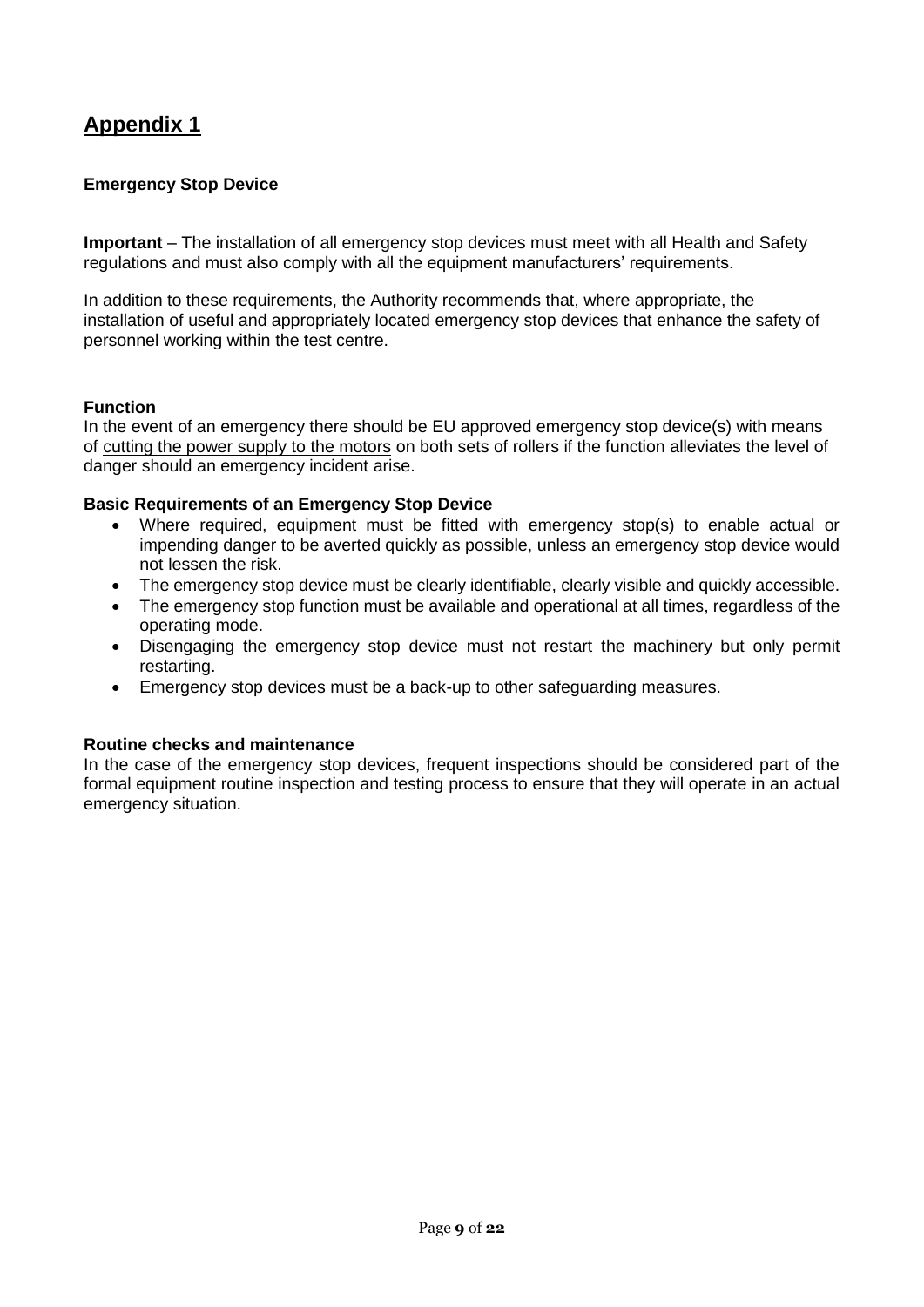# Appendix 1

### Emergency Stop Device

**Important** – The installation of all emergency stop devices must meet with all Health and Safety regulations and must also comply with all the equipment manufacturers' requirements.

In addition to these requirements, the Authority recommends that, where appropriate, the installation of useful and appropriately located emergency stop devices that enhance the safety of personnel working within the test centre.

**Function**

In the event of an emergency there should be EU approved emergency stop device(s) with means of <u>cutting the power supply to the motors</u> on both sets of rollers if the function alleviates the level of danger should an emergency incident arise.

**Basic Requirements of an Emergency Stop Device**

- Where required, equipment must be fitted with emergency stop(s) to enable actual or impending danger to be averted quickly as possible, unless an emergency stop device would not lessen the risk.
- The emergency stop device must be clearly identifiable, clearly visible and quickly accessible.
- The emergency stop function must be available and operational at all times, regardless of the operating mode.
- Disengaging the emergency stop device must not restart the machinery but only permit restarting.
- Emergency stop devices must be a back-up to other safeguarding measures.

**Routine checks and maintenance**

In the case of the emergency stop devices, frequent inspections should be considered part of the formal equipment routine inspection and testing process to ensure that they will operate in an actual emergency situation.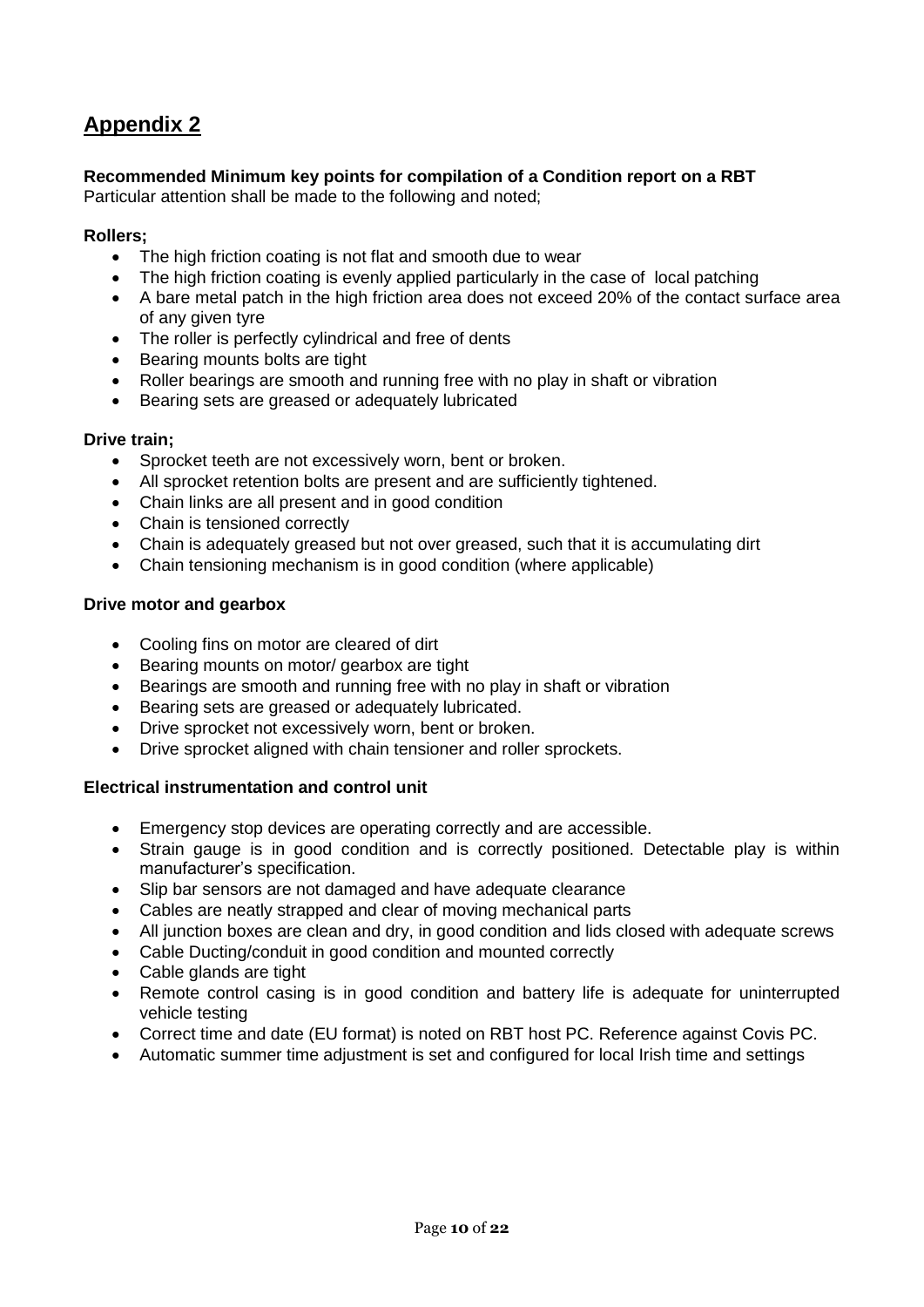## Appendix 2

**Recommended Minimum key points for compilation of a Condition report on a RBT**
Particular attention shall be made to the following and noted;

**Rollers;**

- The high friction coating is not flat and smooth due to wear
- The high friction coating is evenly applied particularly in the case of local patching
- A bare metal patch in the high friction area does not exceed 20% of the contact surface area of any given tyre
- The roller is perfectly cylindrical and free of dents
- Bearing mounts bolts are tight
- Roller bearings are smooth and running free with no play in shaft or vibration
- Bearing sets are greased or adequately lubricated

**Drive train;**

- Sprocket teeth are not excessively worn, bent or broken.
- All sprocket retention bolts are present and are sufficiently tightened.
- Chain links are all present and in good condition
- Chain is tensioned correctly
- Chain is adequately greased but not over greased, such that it is accumulating dirt
- Chain tensioning mechanism is in good condition (where applicable)

**Drive motor and gearbox**

- Cooling fins on motor are cleared of dirt
- Bearing mounts on motor/ gearbox are tight
- Bearings are smooth and running free with no play in shaft or vibration
- Bearing sets are greased or adequately lubricated.
- Drive sprocket not excessively worn, bent or broken.
- Drive sprocket aligned with chain tensioner and roller sprockets.

**Electrical instrumentation and control unit**

- Emergency stop devices are operating correctly and are accessible.
- Strain gauge is in good condition and is correctly positioned. Detectable play is within manufacturer's specification.
- Slip bar sensors are not damaged and have adequate clearance
- Cables are neatly strapped and clear of moving mechanical parts
- All junction boxes are clean and dry, in good condition and lids closed with adequate screws
- Cable Ducting/conduit in good condition and mounted correctly
- Cable glands are tight
- Remote control casing is in good condition and battery life is adequate for uninterrupted vehicle testing
- Correct time and date (EU format) is noted on RBT host PC. Reference against Covis PC.
- Automatic summer time adjustment is set and configured for local Irish time and settings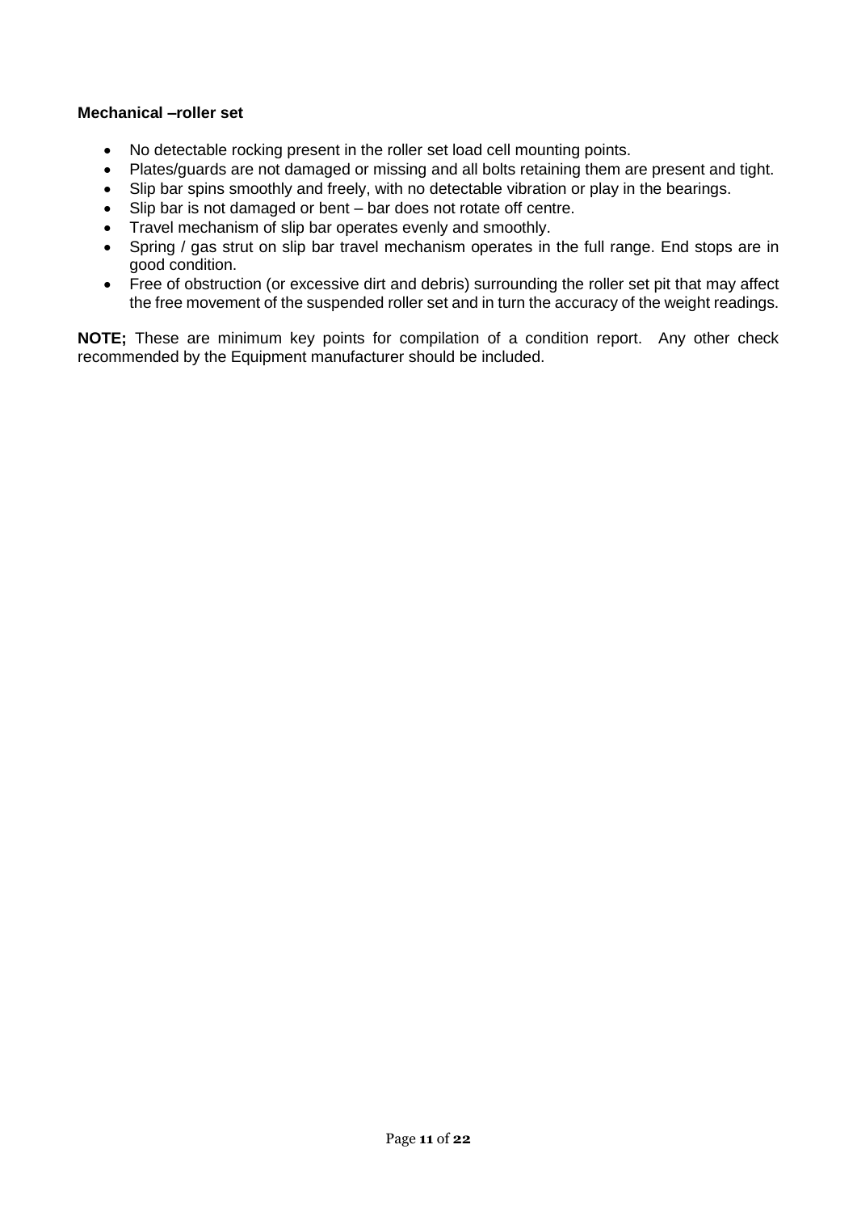**Mechanical –roller set**

- No detectable rocking present in the roller set load cell mounting points.
- Plates/guards are not damaged or missing and all bolts retaining them are present and tight.
- Slip bar spins smoothly and freely, with no detectable vibration or play in the bearings.
- Slip bar is not damaged or bent – bar does not rotate off centre.
- Travel mechanism of slip bar operates evenly and smoothly.
- Spring / gas strut on slip bar travel mechanism operates in the full range. End stops are in good condition.
- Free of obstruction (or excessive dirt and debris) surrounding the roller set pit that may affect the free movement of the suspended roller set and in turn the accuracy of the weight readings.

**NOTE;** These are minimum key points for compilation of a condition report. Any other check recommended by the Equipment manufacturer should be included.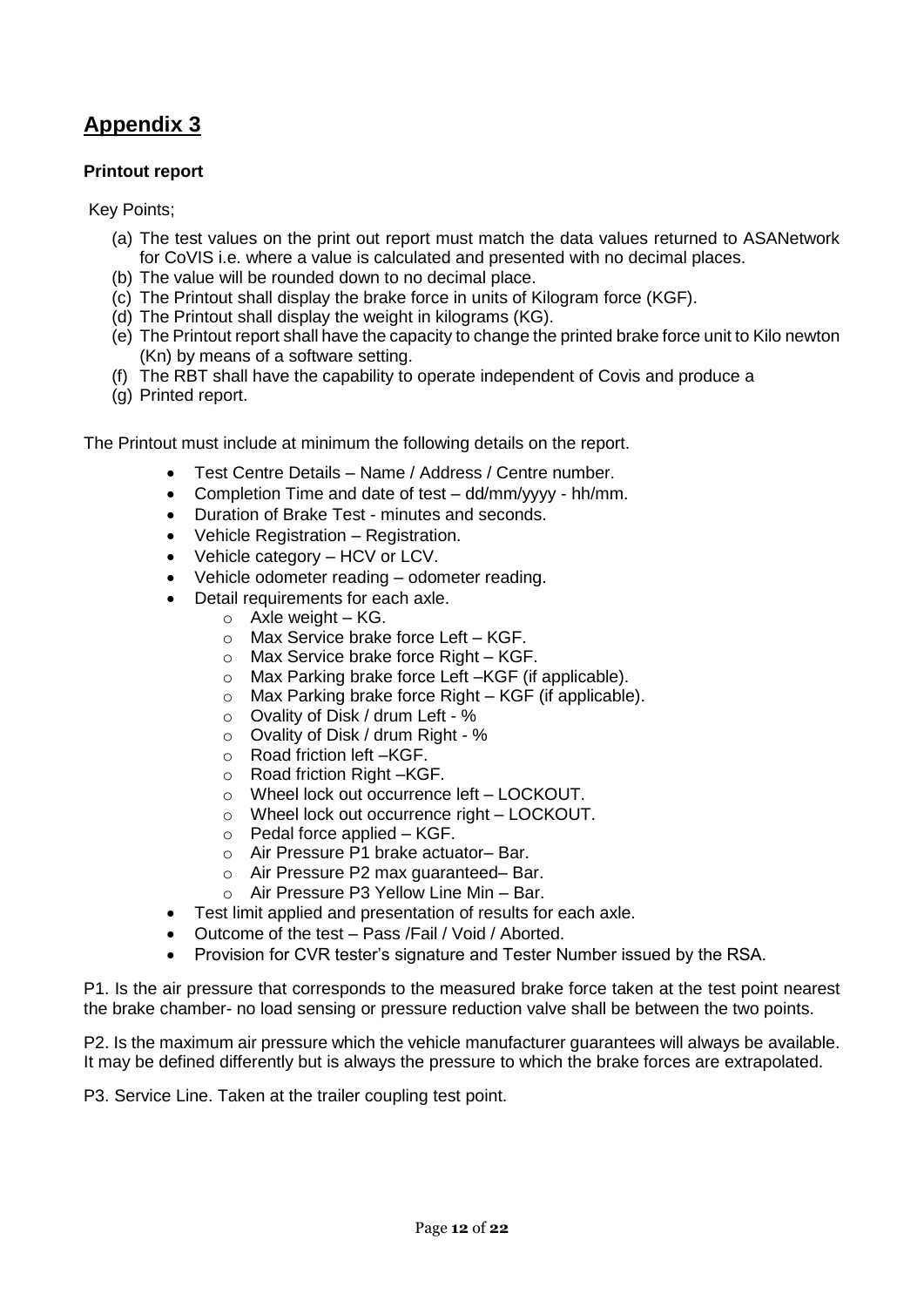# Appendix 3

**Printout report**

Key Points;

(a) The test values on the print out report must match the data values returned to ASANetwork for CoVIS i.e. where a value is calculated and presented with no decimal places.
(b) The value will be rounded down to no decimal place.
(c) The Printout shall display the brake force in units of Kilogram force (KGF).
(d) The Printout shall display the weight in kilograms (KG).
(e) The Printout report shall have the capacity to change the printed brake force unit to Kilo newton (Kn) by means of a software setting.
(f) The RBT shall have the capability to operate independent of Covis and produce a
(g) Printed report.

The Printout must include at minimum the following details on the report.

- Test Centre Details – Name / Address / Centre number.
- Completion Time and date of test – dd/mm/yyyy - hh/mm.
- Duration of Brake Test - minutes and seconds.
- Vehicle Registration – Registration.
- Vehicle category – HCV or LCV.
- Vehicle odometer reading – odometer reading.
- Detail requirements for each axle.
    - Axle weight – KG.
    - Max Service brake force Left – KGF.
    - Max Service brake force Right – KGF.
    - Max Parking brake force Left –KGF (if applicable).
    - Max Parking brake force Right – KGF (if applicable).
    - Ovality of Disk / drum Left - %
    - Ovality of Disk / drum Right - %
    - Road friction left –KGF.
    - Road friction Right –KGF.
    - Wheel lock out occurrence left – LOCKOUT.
    - Wheel lock out occurrence right – LOCKOUT.
    - Pedal force applied – KGF.
    - Air Pressure P1 brake actuator– Bar.
    - Air Pressure P2 max guaranteed– Bar.
    - Air Pressure P3 Yellow Line Min – Bar.
- Test limit applied and presentation of results for each axle.
- Outcome of the test – Pass /Fail / Void / Aborted.
- Provision for CVR tester's signature and Tester Number issued by the RSA.

P1. Is the air pressure that corresponds to the measured brake force taken at the test point nearest the brake chamber- no load sensing or pressure reduction valve shall be between the two points.

P2. Is the maximum air pressure which the vehicle manufacturer guarantees will always be available. It may be defined differently but is always the pressure to which the brake forces are extrapolated.

P3. Service Line. Taken at the trailer coupling test point.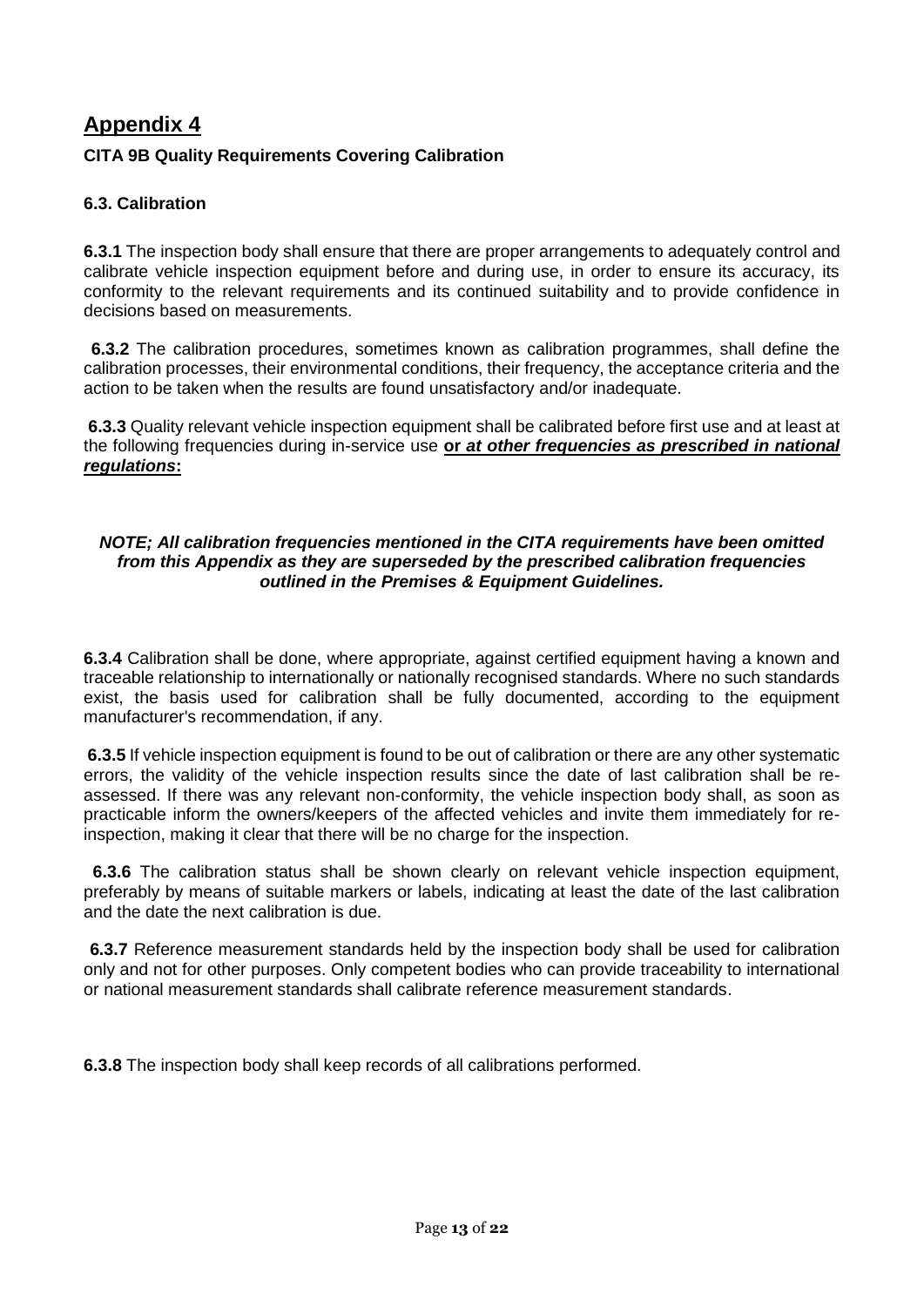## Appendix 4

**CITA 9B Quality Requirements Covering Calibration**

### 6.3. Calibration

**6.3.1** The inspection body shall ensure that there are proper arrangements to adequately control and calibrate vehicle inspection equipment before and during use, in order to ensure its accuracy, its conformity to the relevant requirements and its continued suitability and to provide confidence in decisions based on measurements.

**6.3.2** The calibration procedures, sometimes known as calibration programmes, shall define the calibration processes, their environmental conditions, their frequency, the acceptance criteria and the action to be taken when the results are found unsatisfactory and/or inadequate.

**6.3.3** Quality relevant vehicle inspection equipment shall be calibrated before first use and at least at the following frequencies during in-service use **or *at other frequencies as prescribed in national regulations*:**

***NOTE; All calibration frequencies mentioned in the CITA requirements have been omitted from this Appendix as they are superseded by the prescribed calibration frequencies outlined in the Premises & Equipment Guidelines.***

**6.3.4** Calibration shall be done, where appropriate, against certified equipment having a known and traceable relationship to internationally or nationally recognised standards. Where no such standards exist, the basis used for calibration shall be fully documented, according to the equipment manufacturer's recommendation, if any.

**6.3.5** If vehicle inspection equipment is found to be out of calibration or there are any other systematic errors, the validity of the vehicle inspection results since the date of last calibration shall be re-assessed. If there was any relevant non-conformity, the vehicle inspection body shall, as soon as practicable inform the owners/keepers of the affected vehicles and invite them immediately for re-inspection, making it clear that there will be no charge for the inspection.

**6.3.6** The calibration status shall be shown clearly on relevant vehicle inspection equipment, preferably by means of suitable markers or labels, indicating at least the date of the last calibration and the date the next calibration is due.

**6.3.7** Reference measurement standards held by the inspection body shall be used for calibration only and not for other purposes. Only competent bodies who can provide traceability to international or national measurement standards shall calibrate reference measurement standards.

**6.3.8** The inspection body shall keep records of all calibrations performed.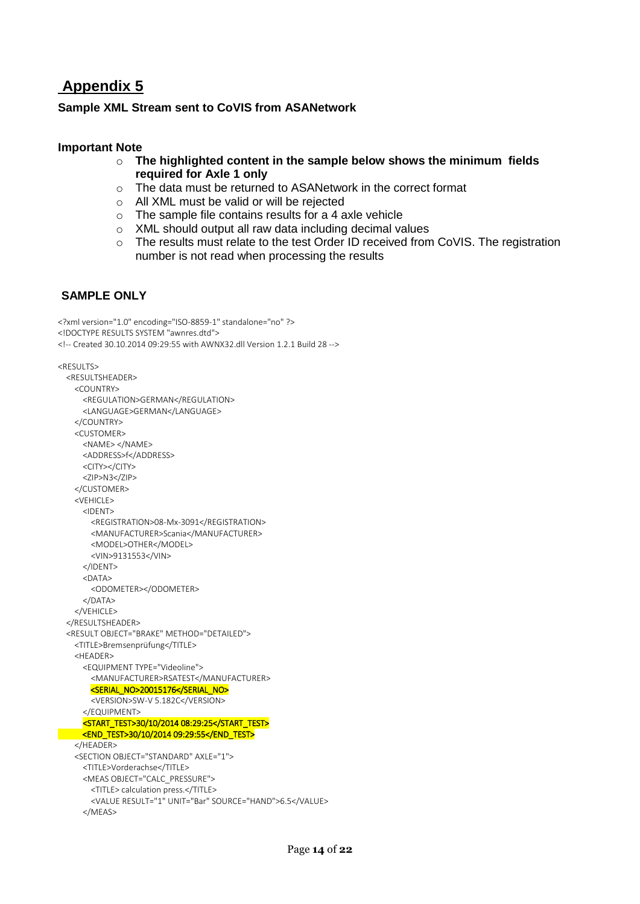# Appendix 5

### Sample XML Stream sent to CoVIS from ASANetwork

**Important Note**

- **The highlighted content in the sample below shows the minimum fields required for Axle 1 only**
- The data must be returned to ASANetwork in the correct format
- All XML must be valid or will be rejected
- The sample file contains results for a 4 axle vehicle
- XML should output all raw data including decimal values
- The results must relate to the test Order ID received from CoVIS. The registration number is not read when processing the results

## SAMPLE ONLY

```
<?xml version="1.0" encoding="ISO-8859-1" standalone="no" ?>
<!DOCTYPE RESULTS SYSTEM "awnres.dtd">
<!-- Created 30.10.2014 09:29:55 with AWNX32.dll Version 1.2.1 Build 28 -->

<RESULTS>
  <RESULTSHEADER>
    <COUNTRY>
      <REGULATION>GERMAN</REGULATION>
      <LANGUAGE>GERMAN</LANGUAGE>
    </COUNTRY>
    <CUSTOMER>
      <NAME> </NAME>
      <ADDRESS>f</ADDRESS>
      <CITY></CITY>
      <ZIP>N3</ZIP>
    </CUSTOMER>
    <VEHICLE>
      <IDENT>
        <REGISTRATION>08-Mx-3091</REGISTRATION>
        <MANUFACTURER>Scania</MANUFACTURER>
        <MODEL>OTHER</MODEL>
        <VIN>9131553</VIN>
      </IDENT>
      <DATA>
        <ODOMETER></ODOMETER>
      </DATA>
    </VEHICLE>
  </RESULTSHEADER>
  <RESULT OBJECT="BRAKE" METHOD="DETAILED">
    <TITLE>Bremsenprüfung</TITLE>
    <HEADER>
      <EQUIPMENT TYPE="Videoline">
        <MANUFACTURER>RSATEST</MANUFACTURER>
        <SERIAL_NO>20015176</SERIAL_NO>
        <VERSION>SW-V 5.182C</VERSION>
      </EQUIPMENT>
      <START_TEST>30/10/2014 08:29:25</START_TEST>
      <END_TEST>30/10/2014 09:29:55</END_TEST>
    </HEADER>
    <SECTION OBJECT="STANDARD" AXLE="1">
      <TITLE>Vorderachse</TITLE>
      <MEAS OBJECT="CALC_PRESSURE">
        <TITLE> calculation press.</TITLE>
        <VALUE RESULT="1" UNIT="Bar" SOURCE="HAND">6.5</VALUE>
      </MEAS>
```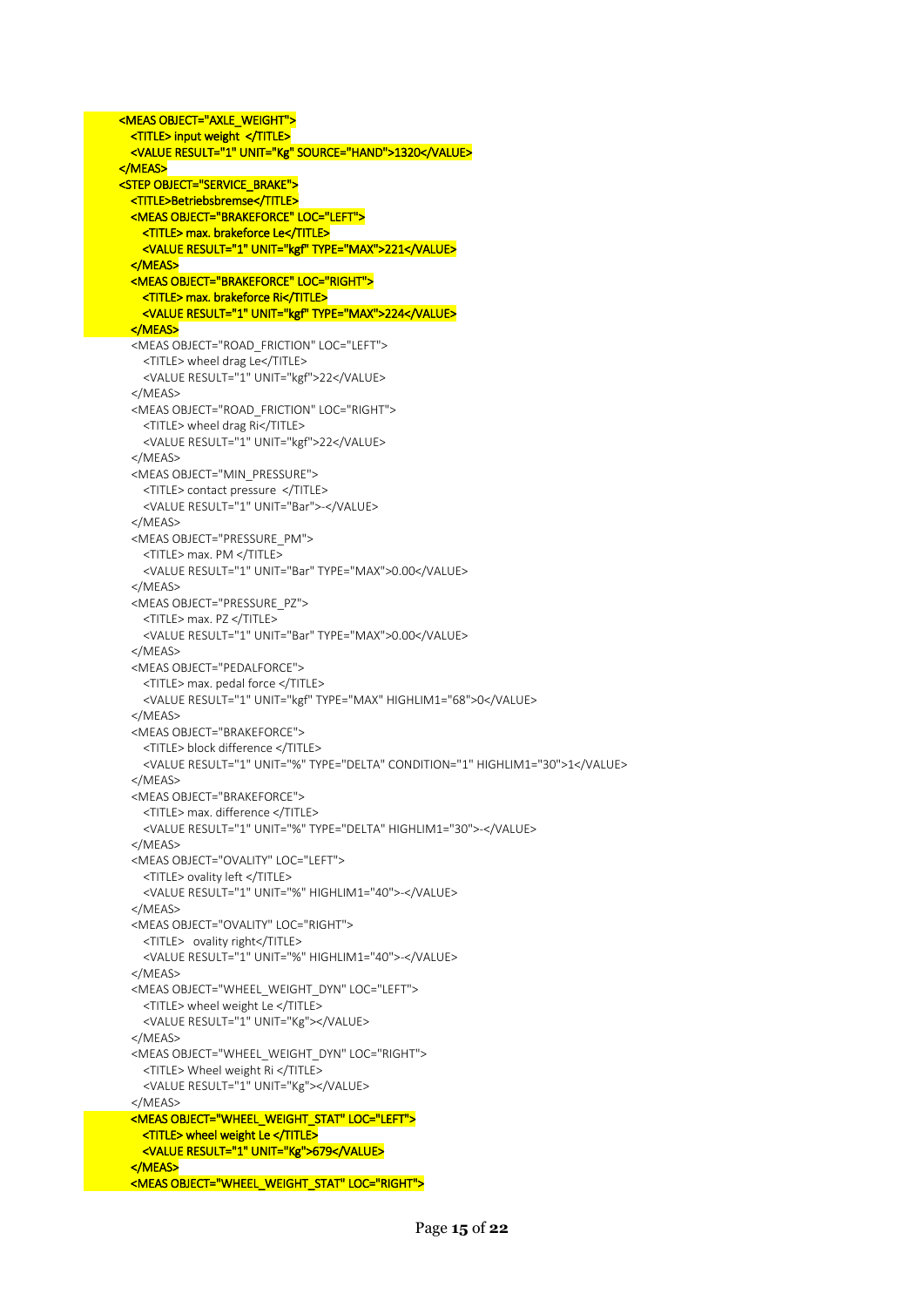```
<MEAS OBJECT="AXLE_WEIGHT">
  <TITLE> input weight  </TITLE>
  <VALUE RESULT="1" UNIT="Kg" SOURCE="HAND">1320</VALUE>
</MEAS>
<STEP OBJECT="SERVICE_BRAKE">
  <TITLE>Betriebsbremse</TITLE>
  <MEAS OBJECT="BRAKEFORCE" LOC="LEFT">
    <TITLE> max. brakeforce Le</TITLE>
    <VALUE RESULT="1" UNIT="kgf" TYPE="MAX">221</VALUE>
  </MEAS>
  <MEAS OBJECT="BRAKEFORCE" LOC="RIGHT">
    <TITLE> max. brakeforce Ri</TITLE>
    <VALUE RESULT="1" UNIT="kgf" TYPE="MAX">224</VALUE>
  </MEAS>
  <MEAS OBJECT="ROAD_FRICTION" LOC="LEFT">
    <TITLE> wheel drag Le</TITLE>
    <VALUE RESULT="1" UNIT="kgf">22</VALUE>
  </MEAS>
  <MEAS OBJECT="ROAD_FRICTION" LOC="RIGHT">
    <TITLE> wheel drag Ri</TITLE>
    <VALUE RESULT="1" UNIT="kgf">22</VALUE>
  </MEAS>
  <MEAS OBJECT="MIN_PRESSURE">
    <TITLE> contact pressure  </TITLE>
    <VALUE RESULT="1" UNIT="Bar">-</VALUE>
  </MEAS>
  <MEAS OBJECT="PRESSURE_PM">
    <TITLE> max. PM </TITLE>
    <VALUE RESULT="1" UNIT="Bar" TYPE="MAX">0.00</VALUE>
  </MEAS>
  <MEAS OBJECT="PRESSURE_PZ">
    <TITLE> max. PZ </TITLE>
    <VALUE RESULT="1" UNIT="Bar" TYPE="MAX">0.00</VALUE>
  </MEAS>
  <MEAS OBJECT="PEDALFORCE">
    <TITLE> max. pedal force </TITLE>
    <VALUE RESULT="1" UNIT="kgf" TYPE="MAX" HIGHLIM1="68">0</VALUE>
  </MEAS>
  <MEAS OBJECT="BRAKEFORCE">
    <TITLE> block difference </TITLE>
    <VALUE RESULT="1" UNIT="%" TYPE="DELTA" CONDITION="1" HIGHLIM1="30">1</VALUE>
  </MEAS>
  <MEAS OBJECT="BRAKEFORCE">
    <TITLE> max. difference </TITLE>
    <VALUE RESULT="1" UNIT="%" TYPE="DELTA" HIGHLIM1="30">-</VALUE>
  </MEAS>
  <MEAS OBJECT="OVALITY" LOC="LEFT">
    <TITLE> ovality left </TITLE>
    <VALUE RESULT="1" UNIT="%" HIGHLIM1="40">-</VALUE>
  </MEAS>
  <MEAS OBJECT="OVALITY" LOC="RIGHT">
    <TITLE>   ovality right</TITLE>
    <VALUE RESULT="1" UNIT="%" HIGHLIM1="40">-</VALUE>
  </MEAS>
  <MEAS OBJECT="WHEEL_WEIGHT_DYN" LOC="LEFT">
    <TITLE> wheel weight Le </TITLE>
    <VALUE RESULT="1" UNIT="Kg"></VALUE>
  </MEAS>
  <MEAS OBJECT="WHEEL_WEIGHT_DYN" LOC="RIGHT">
    <TITLE> Wheel weight Ri </TITLE>
    <VALUE RESULT="1" UNIT="Kg"></VALUE>
  </MEAS>
  <MEAS OBJECT="WHEEL_WEIGHT_STAT" LOC="LEFT">
    <TITLE> wheel weight Le </TITLE>
    <VALUE RESULT="1" UNIT="Kg">679</VALUE>
  </MEAS>
  <MEAS OBJECT="WHEEL_WEIGHT_STAT" LOC="RIGHT">
```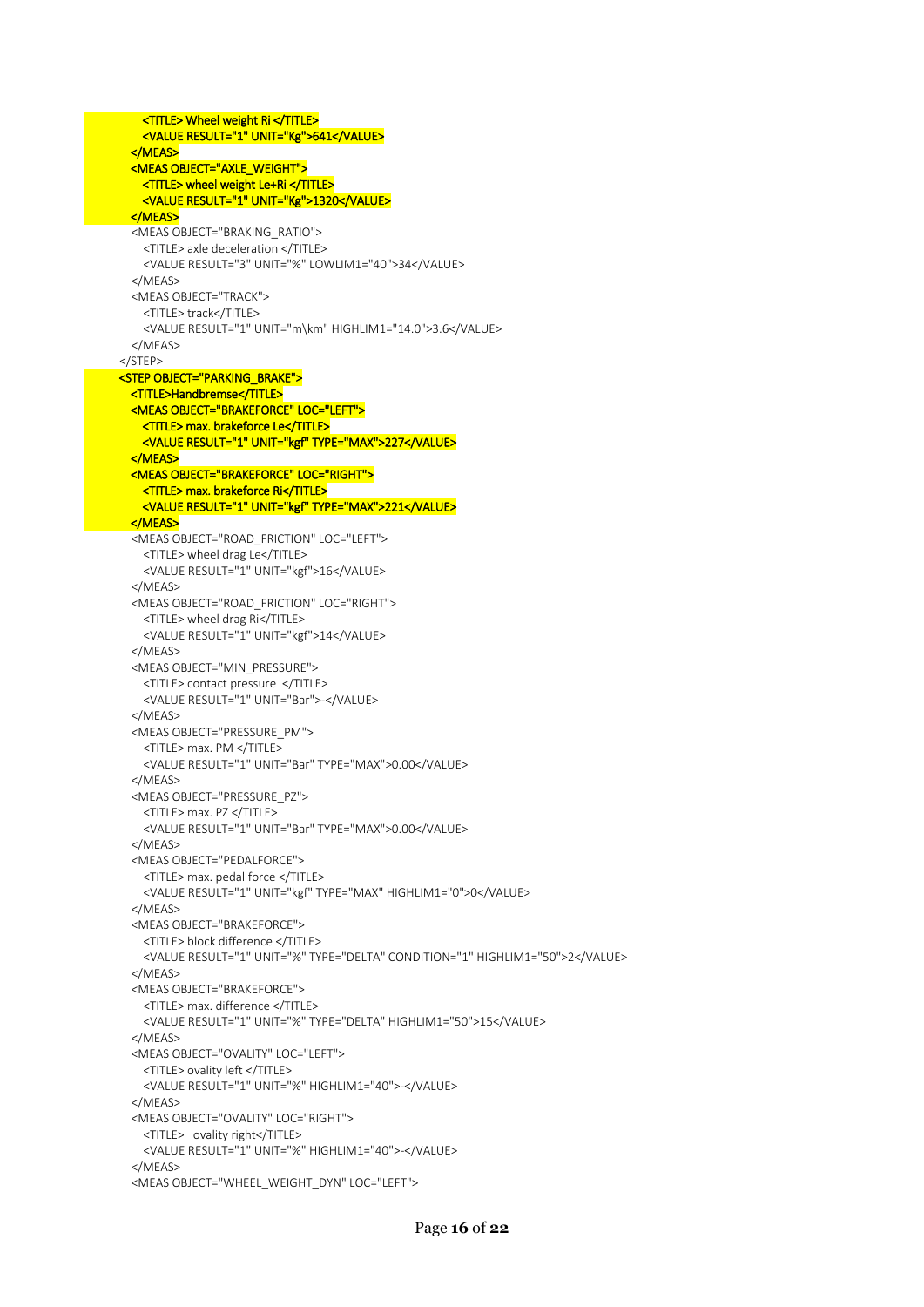```xml
      <TITLE> Wheel weight Ri </TITLE>
      <VALUE RESULT="1" UNIT="Kg">641</VALUE>
    </MEAS>
    <MEAS OBJECT="AXLE_WEIGHT">
      <TITLE> wheel weight Le+Ri </TITLE>
      <VALUE RESULT="1" UNIT="Kg">1320</VALUE>
    </MEAS>
    <MEAS OBJECT="BRAKING_RATIO">
      <TITLE> axle deceleration </TITLE>
      <VALUE RESULT="3" UNIT="%" LOWLIM1="40">34</VALUE>
    </MEAS>
    <MEAS OBJECT="TRACK">
      <TITLE> track</TITLE>
      <VALUE RESULT="1" UNIT="m\km" HIGHLIM1="14.0">3.6</VALUE>
    </MEAS>
  </STEP>
  <STEP OBJECT="PARKING_BRAKE">
    <TITLE>Handbremse</TITLE>
    <MEAS OBJECT="BRAKEFORCE" LOC="LEFT">
      <TITLE> max. brakeforce Le</TITLE>
      <VALUE RESULT="1" UNIT="kgf" TYPE="MAX">227</VALUE>
    </MEAS>
    <MEAS OBJECT="BRAKEFORCE" LOC="RIGHT">
      <TITLE> max. brakeforce Ri</TITLE>
      <VALUE RESULT="1" UNIT="kgf" TYPE="MAX">221</VALUE>
    </MEAS>
    <MEAS OBJECT="ROAD_FRICTION" LOC="LEFT">
      <TITLE> wheel drag Le</TITLE>
      <VALUE RESULT="1" UNIT="kgf">16</VALUE>
    </MEAS>
    <MEAS OBJECT="ROAD_FRICTION" LOC="RIGHT">
      <TITLE> wheel drag Ri</TITLE>
      <VALUE RESULT="1" UNIT="kgf">14</VALUE>
    </MEAS>
    <MEAS OBJECT="MIN_PRESSURE">
      <TITLE> contact pressure  </TITLE>
      <VALUE RESULT="1" UNIT="Bar">-</VALUE>
    </MEAS>
    <MEAS OBJECT="PRESSURE_PM">
      <TITLE> max. PM </TITLE>
      <VALUE RESULT="1" UNIT="Bar" TYPE="MAX">0.00</VALUE>
    </MEAS>
    <MEAS OBJECT="PRESSURE_PZ">
      <TITLE> max. PZ </TITLE>
      <VALUE RESULT="1" UNIT="Bar" TYPE="MAX">0.00</VALUE>
    </MEAS>
    <MEAS OBJECT="PEDALFORCE">
      <TITLE> max. pedal force </TITLE>
      <VALUE RESULT="1" UNIT="kgf" TYPE="MAX" HIGHLIM1="0">0</VALUE>
    </MEAS>
    <MEAS OBJECT="BRAKEFORCE">
      <TITLE> block difference </TITLE>
      <VALUE RESULT="1" UNIT="%" TYPE="DELTA" CONDITION="1" HIGHLIM1="50">2</VALUE>
    </MEAS>
    <MEAS OBJECT="BRAKEFORCE">
      <TITLE> max. difference </TITLE>
      <VALUE RESULT="1" UNIT="%" TYPE="DELTA" HIGHLIM1="50">15</VALUE>
    </MEAS>
    <MEAS OBJECT="OVALITY" LOC="LEFT">
      <TITLE> ovality left </TITLE>
      <VALUE RESULT="1" UNIT="%" HIGHLIM1="40">-</VALUE>
    </MEAS>
    <MEAS OBJECT="OVALITY" LOC="RIGHT">
      <TITLE>   ovality right</TITLE>
      <VALUE RESULT="1" UNIT="%" HIGHLIM1="40">-</VALUE>
    </MEAS>
    <MEAS OBJECT="WHEEL_WEIGHT_DYN" LOC="LEFT">
```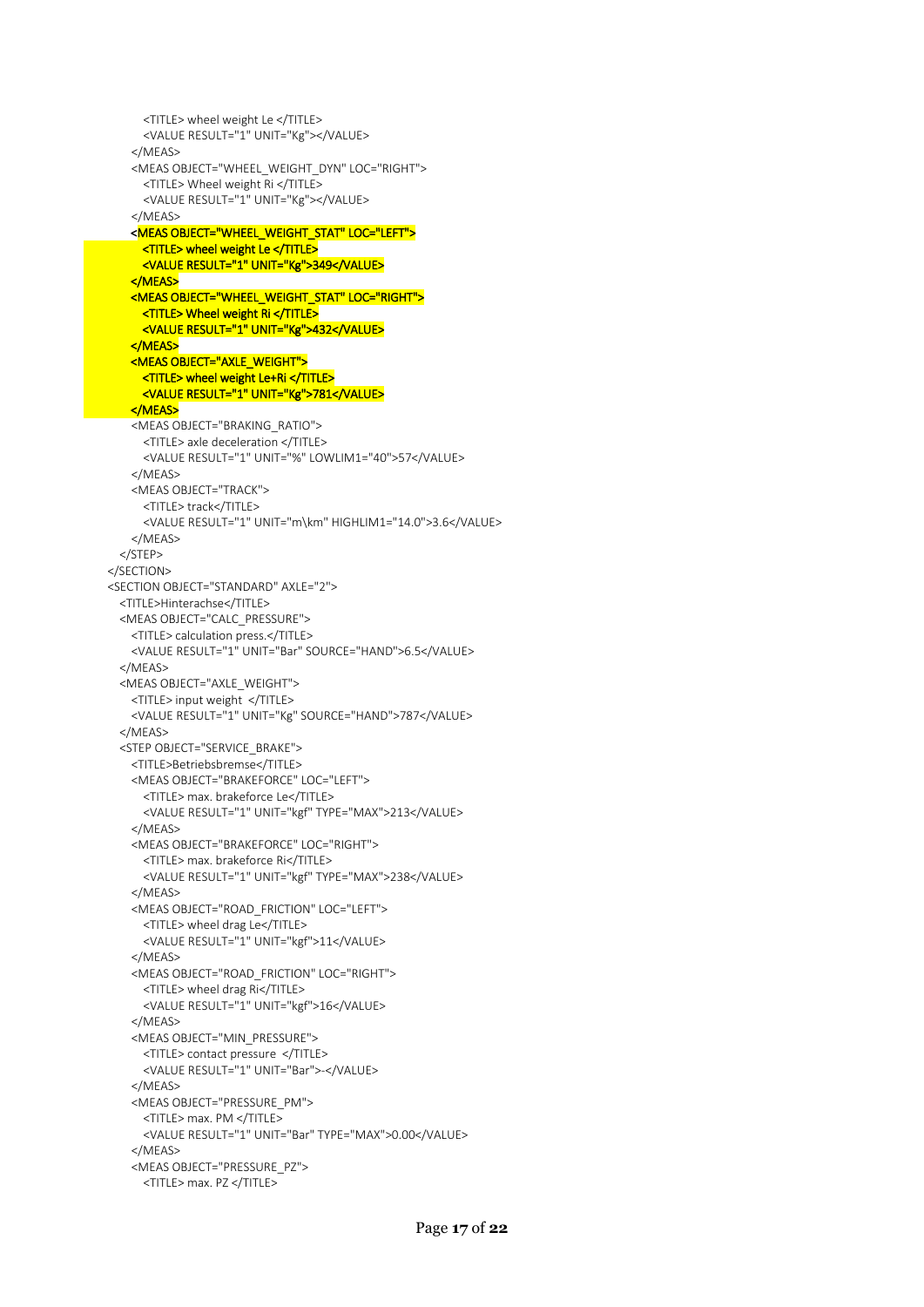```
            <TITLE> wheel weight Le </TITLE>
            <VALUE RESULT="1" UNIT="Kg"></VALUE>
         </MEAS>
         <MEAS OBJECT="WHEEL_WEIGHT_DYN" LOC="RIGHT">
            <TITLE> Wheel weight Ri </TITLE>
            <VALUE RESULT="1" UNIT="Kg"></VALUE>
         </MEAS>
         <MEAS OBJECT="WHEEL_WEIGHT_STAT" LOC="LEFT">
            <TITLE> wheel weight Le </TITLE>
            <VALUE RESULT="1" UNIT="Kg">349</VALUE>
         </MEAS>
         <MEAS OBJECT="WHEEL_WEIGHT_STAT" LOC="RIGHT">
            <TITLE> Wheel weight Ri </TITLE>
            <VALUE RESULT="1" UNIT="Kg">432</VALUE>
         </MEAS>
         <MEAS OBJECT="AXLE_WEIGHT">
            <TITLE> wheel weight Le+Ri </TITLE>
            <VALUE RESULT="1" UNIT="Kg">781</VALUE>
         </MEAS>
         <MEAS OBJECT="BRAKING_RATIO">
            <TITLE> axle deceleration </TITLE>
            <VALUE RESULT="1" UNIT="%" LOWLIM1="40">57</VALUE>
         </MEAS>
         <MEAS OBJECT="TRACK">
            <TITLE> track</TITLE>
            <VALUE RESULT="1" UNIT="m\km" HIGHLIM1="14.0">3.6</VALUE>
         </MEAS>
      </STEP>
   </SECTION>
   <SECTION OBJECT="STANDARD" AXLE="2">
      <TITLE>Hinterachse</TITLE>
      <MEAS OBJECT="CALC_PRESSURE">
         <TITLE> calculation press.</TITLE>
         <VALUE RESULT="1" UNIT="Bar" SOURCE="HAND">6.5</VALUE>
      </MEAS>
      <MEAS OBJECT="AXLE_WEIGHT">
         <TITLE> input weight  </TITLE>
         <VALUE RESULT="1" UNIT="Kg" SOURCE="HAND">787</VALUE>
      </MEAS>
      <STEP OBJECT="SERVICE_BRAKE">
         <TITLE>Betriebsbremse</TITLE>
         <MEAS OBJECT="BRAKEFORCE" LOC="LEFT">
            <TITLE> max. brakeforce Le</TITLE>
            <VALUE RESULT="1" UNIT="kgf" TYPE="MAX">213</VALUE>
         </MEAS>
         <MEAS OBJECT="BRAKEFORCE" LOC="RIGHT">
            <TITLE> max. brakeforce Ri</TITLE>
            <VALUE RESULT="1" UNIT="kgf" TYPE="MAX">238</VALUE>
         </MEAS>
         <MEAS OBJECT="ROAD_FRICTION" LOC="LEFT">
            <TITLE> wheel drag Le</TITLE>
            <VALUE RESULT="1" UNIT="kgf">11</VALUE>
         </MEAS>
         <MEAS OBJECT="ROAD_FRICTION" LOC="RIGHT">
            <TITLE> wheel drag Ri</TITLE>
            <VALUE RESULT="1" UNIT="kgf">16</VALUE>
         </MEAS>
         <MEAS OBJECT="MIN_PRESSURE">
            <TITLE> contact pressure  </TITLE>
            <VALUE RESULT="1" UNIT="Bar">-</VALUE>
         </MEAS>
         <MEAS OBJECT="PRESSURE_PM">
            <TITLE> max. PM </TITLE>
            <VALUE RESULT="1" UNIT="Bar" TYPE="MAX">0.00</VALUE>
         </MEAS>
         <MEAS OBJECT="PRESSURE_PZ">
            <TITLE> max. PZ </TITLE>
```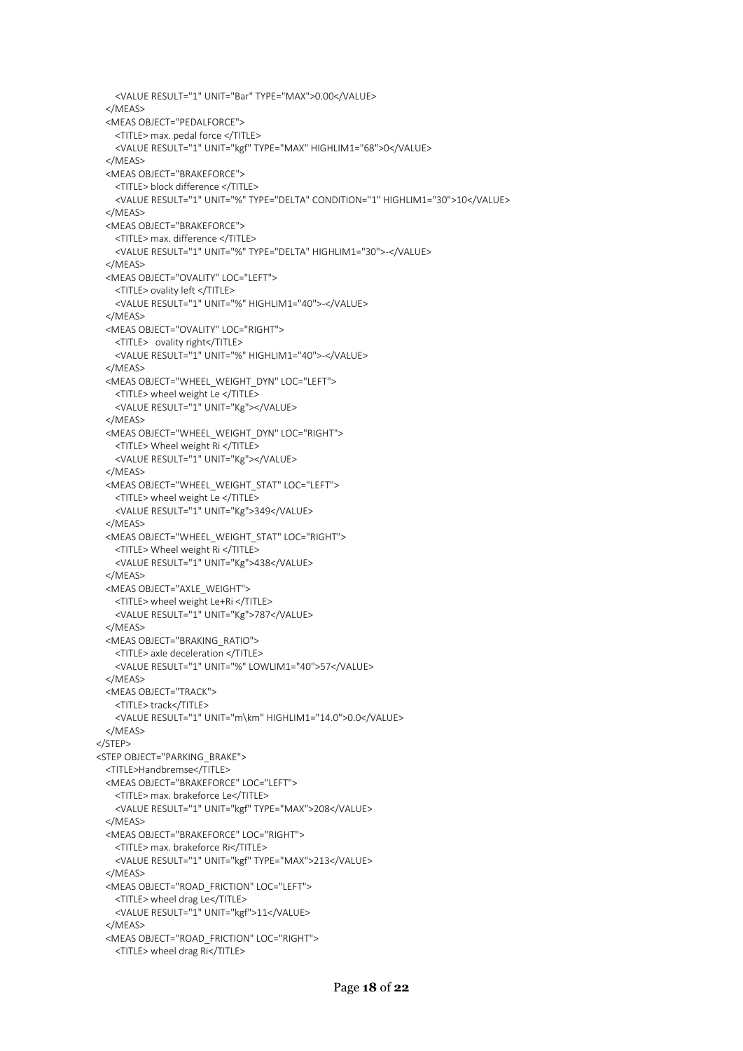```
      <VALUE RESULT="1" UNIT="Bar" TYPE="MAX">0.00</VALUE>
    </MEAS>
    <MEAS OBJECT="PEDALFORCE">
      <TITLE> max. pedal force </TITLE>
      <VALUE RESULT="1" UNIT="kgf" TYPE="MAX" HIGHLIM1="68">0</VALUE>
    </MEAS>
    <MEAS OBJECT="BRAKEFORCE">
      <TITLE> block difference </TITLE>
      <VALUE RESULT="1" UNIT="%" TYPE="DELTA" CONDITION="1" HIGHLIM1="30">10</VALUE>
    </MEAS>
    <MEAS OBJECT="BRAKEFORCE">
      <TITLE> max. difference </TITLE>
      <VALUE RESULT="1" UNIT="%" TYPE="DELTA" HIGHLIM1="30">-</VALUE>
    </MEAS>
    <MEAS OBJECT="OVALITY" LOC="LEFT">
      <TITLE> ovality left </TITLE>
      <VALUE RESULT="1" UNIT="%" HIGHLIM1="40">-</VALUE>
    </MEAS>
    <MEAS OBJECT="OVALITY" LOC="RIGHT">
      <TITLE>   ovality right</TITLE>
      <VALUE RESULT="1" UNIT="%" HIGHLIM1="40">-</VALUE>
    </MEAS>
    <MEAS OBJECT="WHEEL_WEIGHT_DYN" LOC="LEFT">
      <TITLE> wheel weight Le </TITLE>
      <VALUE RESULT="1" UNIT="Kg"></VALUE>
    </MEAS>
    <MEAS OBJECT="WHEEL_WEIGHT_DYN" LOC="RIGHT">
      <TITLE> Wheel weight Ri </TITLE>
      <VALUE RESULT="1" UNIT="Kg"></VALUE>
    </MEAS>
    <MEAS OBJECT="WHEEL_WEIGHT_STAT" LOC="LEFT">
      <TITLE> wheel weight Le </TITLE>
      <VALUE RESULT="1" UNIT="Kg">349</VALUE>
    </MEAS>
    <MEAS OBJECT="WHEEL_WEIGHT_STAT" LOC="RIGHT">
      <TITLE> Wheel weight Ri </TITLE>
      <VALUE RESULT="1" UNIT="Kg">438</VALUE>
    </MEAS>
    <MEAS OBJECT="AXLE_WEIGHT">
      <TITLE> wheel weight Le+Ri </TITLE>
      <VALUE RESULT="1" UNIT="Kg">787</VALUE>
    </MEAS>
    <MEAS OBJECT="BRAKING_RATIO">
      <TITLE> axle deceleration </TITLE>
      <VALUE RESULT="1" UNIT="%" LOWLIM1="40">57</VALUE>
    </MEAS>
    <MEAS OBJECT="TRACK">
      <TITLE> track</TITLE>
      <VALUE RESULT="1" UNIT="m\km" HIGHLIM1="14.0">0.0</VALUE>
    </MEAS>
  </STEP>
  <STEP OBJECT="PARKING_BRAKE">
    <TITLE>Handbremse</TITLE>
    <MEAS OBJECT="BRAKEFORCE" LOC="LEFT">
      <TITLE> max. brakeforce Le</TITLE>
      <VALUE RESULT="1" UNIT="kgf" TYPE="MAX">208</VALUE>
    </MEAS>
    <MEAS OBJECT="BRAKEFORCE" LOC="RIGHT">
      <TITLE> max. brakeforce Ri</TITLE>
      <VALUE RESULT="1" UNIT="kgf" TYPE="MAX">213</VALUE>
    </MEAS>
    <MEAS OBJECT="ROAD_FRICTION" LOC="LEFT">
      <TITLE> wheel drag Le</TITLE>
      <VALUE RESULT="1" UNIT="kgf">11</VALUE>
    </MEAS>
    <MEAS OBJECT="ROAD_FRICTION" LOC="RIGHT">
      <TITLE> wheel drag Ri</TITLE>
```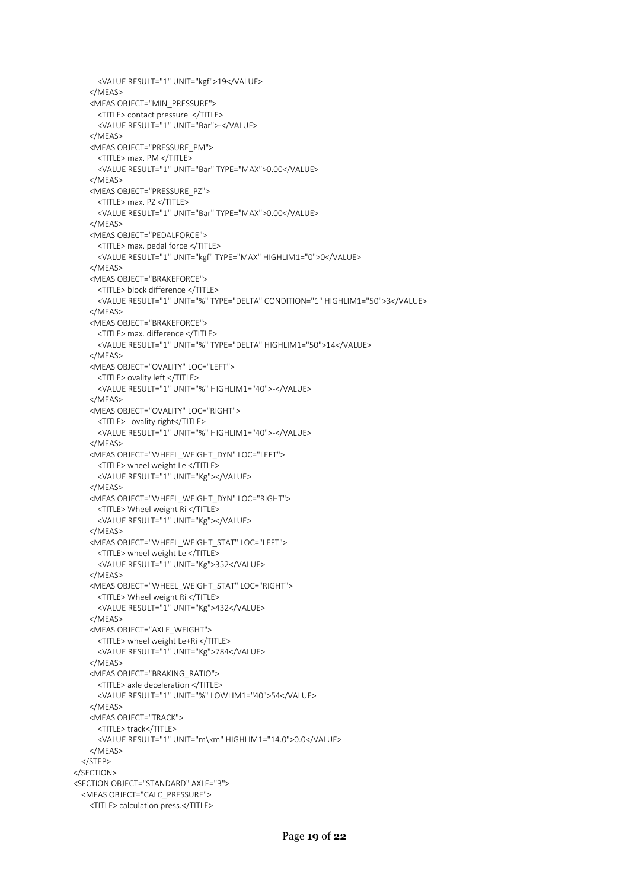```xml
            <VALUE RESULT="1" UNIT="kgf">19</VALUE>
        </MEAS>
        <MEAS OBJECT="MIN_PRESSURE">
            <TITLE> contact pressure  </TITLE>
            <VALUE RESULT="1" UNIT="Bar">-</VALUE>
        </MEAS>
        <MEAS OBJECT="PRESSURE_PM">
            <TITLE> max. PM </TITLE>
            <VALUE RESULT="1" UNIT="Bar" TYPE="MAX">0.00</VALUE>
        </MEAS>
        <MEAS OBJECT="PRESSURE_PZ">
            <TITLE> max. PZ </TITLE>
            <VALUE RESULT="1" UNIT="Bar" TYPE="MAX">0.00</VALUE>
        </MEAS>
        <MEAS OBJECT="PEDALFORCE">
            <TITLE> max. pedal force </TITLE>
            <VALUE RESULT="1" UNIT="kgf" TYPE="MAX" HIGHLIM1="0">0</VALUE>
        </MEAS>
        <MEAS OBJECT="BRAKEFORCE">
            <TITLE> block difference </TITLE>
            <VALUE RESULT="1" UNIT="%" TYPE="DELTA" CONDITION="1" HIGHLIM1="50">3</VALUE>
        </MEAS>
        <MEAS OBJECT="BRAKEFORCE">
            <TITLE> max. difference </TITLE>
            <VALUE RESULT="1" UNIT="%" TYPE="DELTA" HIGHLIM1="50">14</VALUE>
        </MEAS>
        <MEAS OBJECT="OVALITY" LOC="LEFT">
            <TITLE> ovality left </TITLE>
            <VALUE RESULT="1" UNIT="%" HIGHLIM1="40">-</VALUE>
        </MEAS>
        <MEAS OBJECT="OVALITY" LOC="RIGHT">
            <TITLE>   ovality right</TITLE>
            <VALUE RESULT="1" UNIT="%" HIGHLIM1="40">-</VALUE>
        </MEAS>
        <MEAS OBJECT="WHEEL_WEIGHT_DYN" LOC="LEFT">
            <TITLE> wheel weight Le </TITLE>
            <VALUE RESULT="1" UNIT="Kg"></VALUE>
        </MEAS>
        <MEAS OBJECT="WHEEL_WEIGHT_DYN" LOC="RIGHT">
            <TITLE> Wheel weight Ri </TITLE>
            <VALUE RESULT="1" UNIT="Kg"></VALUE>
        </MEAS>
        <MEAS OBJECT="WHEEL_WEIGHT_STAT" LOC="LEFT">
            <TITLE> wheel weight Le </TITLE>
            <VALUE RESULT="1" UNIT="Kg">352</VALUE>
        </MEAS>
        <MEAS OBJECT="WHEEL_WEIGHT_STAT" LOC="RIGHT">
            <TITLE> Wheel weight Ri </TITLE>
            <VALUE RESULT="1" UNIT="Kg">432</VALUE>
        </MEAS>
        <MEAS OBJECT="AXLE_WEIGHT">
            <TITLE> wheel weight Le+Ri </TITLE>
            <VALUE RESULT="1" UNIT="Kg">784</VALUE>
        </MEAS>
        <MEAS OBJECT="BRAKING_RATIO">
            <TITLE> axle deceleration </TITLE>
            <VALUE RESULT="1" UNIT="%" LOWLIM1="40">54</VALUE>
        </MEAS>
        <MEAS OBJECT="TRACK">
            <TITLE> track</TITLE>
            <VALUE RESULT="1" UNIT="m\km" HIGHLIM1="14.0">0.0</VALUE>
        </MEAS>
    </STEP>
</SECTION>
<SECTION OBJECT="STANDARD" AXLE="3">
    <MEAS OBJECT="CALC_PRESSURE">
        <TITLE> calculation press.</TITLE>
```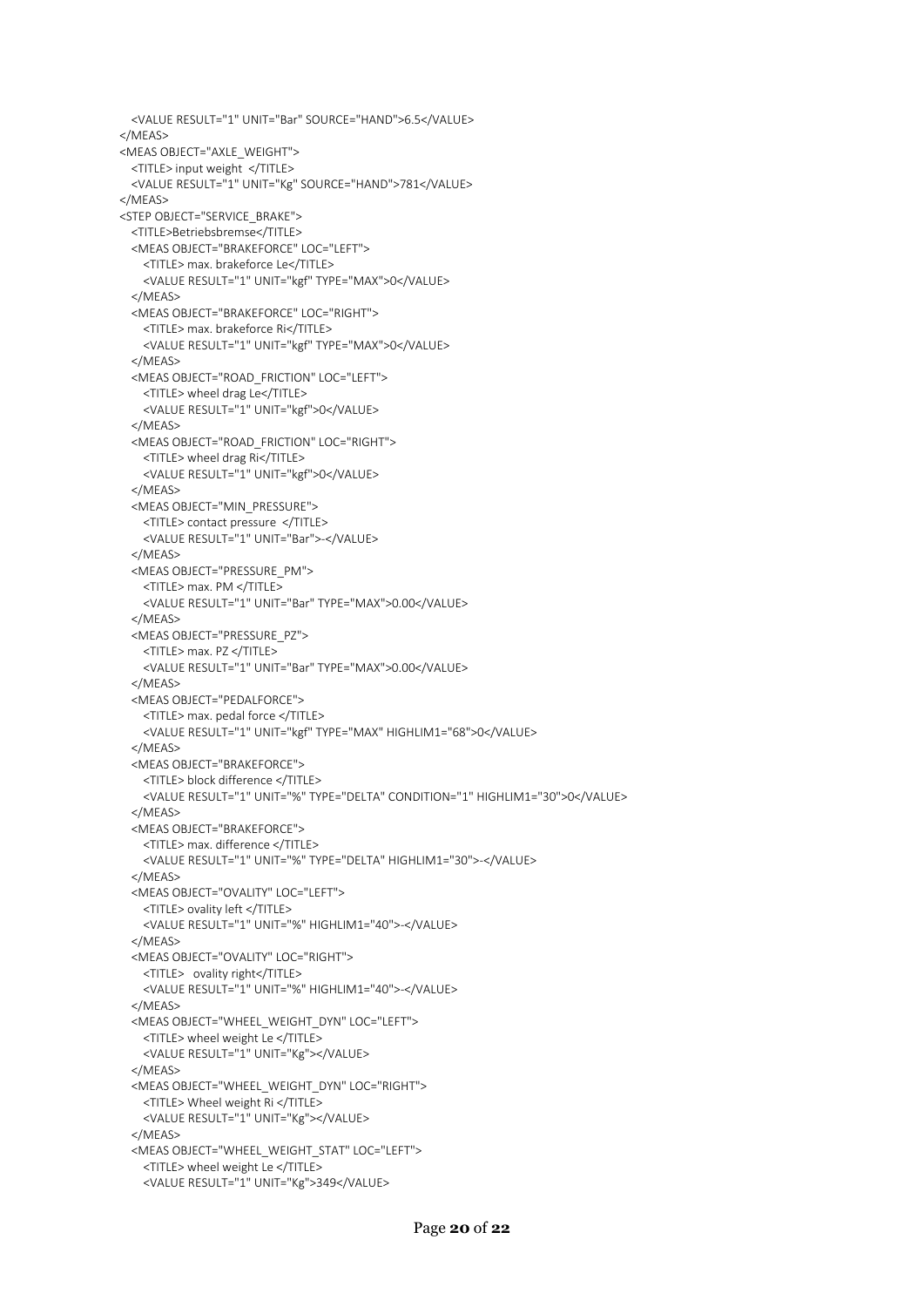```
    <VALUE RESULT="1" UNIT="Bar" SOURCE="HAND">6.5</VALUE>
</MEAS>
<MEAS OBJECT="AXLE_WEIGHT">
    <TITLE> input weight  </TITLE>
    <VALUE RESULT="1" UNIT="Kg" SOURCE="HAND">781</VALUE>
</MEAS>
<STEP OBJECT="SERVICE_BRAKE">
    <TITLE>Betriebsbremse</TITLE>
    <MEAS OBJECT="BRAKEFORCE" LOC="LEFT">
        <TITLE> max. brakeforce Le</TITLE>
        <VALUE RESULT="1" UNIT="kgf" TYPE="MAX">0</VALUE>
    </MEAS>
    <MEAS OBJECT="BRAKEFORCE" LOC="RIGHT">
        <TITLE> max. brakeforce Ri</TITLE>
        <VALUE RESULT="1" UNIT="kgf" TYPE="MAX">0</VALUE>
    </MEAS>
    <MEAS OBJECT="ROAD_FRICTION" LOC="LEFT">
        <TITLE> wheel drag Le</TITLE>
        <VALUE RESULT="1" UNIT="kgf">0</VALUE>
    </MEAS>
    <MEAS OBJECT="ROAD_FRICTION" LOC="RIGHT">
        <TITLE> wheel drag Ri</TITLE>
        <VALUE RESULT="1" UNIT="kgf">0</VALUE>
    </MEAS>
    <MEAS OBJECT="MIN_PRESSURE">
        <TITLE> contact pressure  </TITLE>
        <VALUE RESULT="1" UNIT="Bar">-</VALUE>
    </MEAS>
    <MEAS OBJECT="PRESSURE_PM">
        <TITLE> max. PM </TITLE>
        <VALUE RESULT="1" UNIT="Bar" TYPE="MAX">0.00</VALUE>
    </MEAS>
    <MEAS OBJECT="PRESSURE_PZ">
        <TITLE> max. PZ </TITLE>
        <VALUE RESULT="1" UNIT="Bar" TYPE="MAX">0.00</VALUE>
    </MEAS>
    <MEAS OBJECT="PEDALFORCE">
        <TITLE> max. pedal force </TITLE>
        <VALUE RESULT="1" UNIT="kgf" TYPE="MAX" HIGHLIM1="68">0</VALUE>
    </MEAS>
    <MEAS OBJECT="BRAKEFORCE">
        <TITLE> block difference </TITLE>
        <VALUE RESULT="1" UNIT="%" TYPE="DELTA" CONDITION="1" HIGHLIM1="30">0</VALUE>
    </MEAS>
    <MEAS OBJECT="BRAKEFORCE">
        <TITLE> max. difference </TITLE>
        <VALUE RESULT="1" UNIT="%" TYPE="DELTA" HIGHLIM1="30">-</VALUE>
    </MEAS>
    <MEAS OBJECT="OVALITY" LOC="LEFT">
        <TITLE> ovality left </TITLE>
        <VALUE RESULT="1" UNIT="%" HIGHLIM1="40">-</VALUE>
    </MEAS>
    <MEAS OBJECT="OVALITY" LOC="RIGHT">
        <TITLE>   ovality right</TITLE>
        <VALUE RESULT="1" UNIT="%" HIGHLIM1="40">-</VALUE>
    </MEAS>
    <MEAS OBJECT="WHEEL_WEIGHT_DYN" LOC="LEFT">
        <TITLE> wheel weight Le </TITLE>
        <VALUE RESULT="1" UNIT="Kg"></VALUE>
    </MEAS>
    <MEAS OBJECT="WHEEL_WEIGHT_DYN" LOC="RIGHT">
        <TITLE> Wheel weight Ri </TITLE>
        <VALUE RESULT="1" UNIT="Kg"></VALUE>
    </MEAS>
    <MEAS OBJECT="WHEEL_WEIGHT_STAT" LOC="LEFT">
        <TITLE> wheel weight Le </TITLE>
        <VALUE RESULT="1" UNIT="Kg">349</VALUE>
```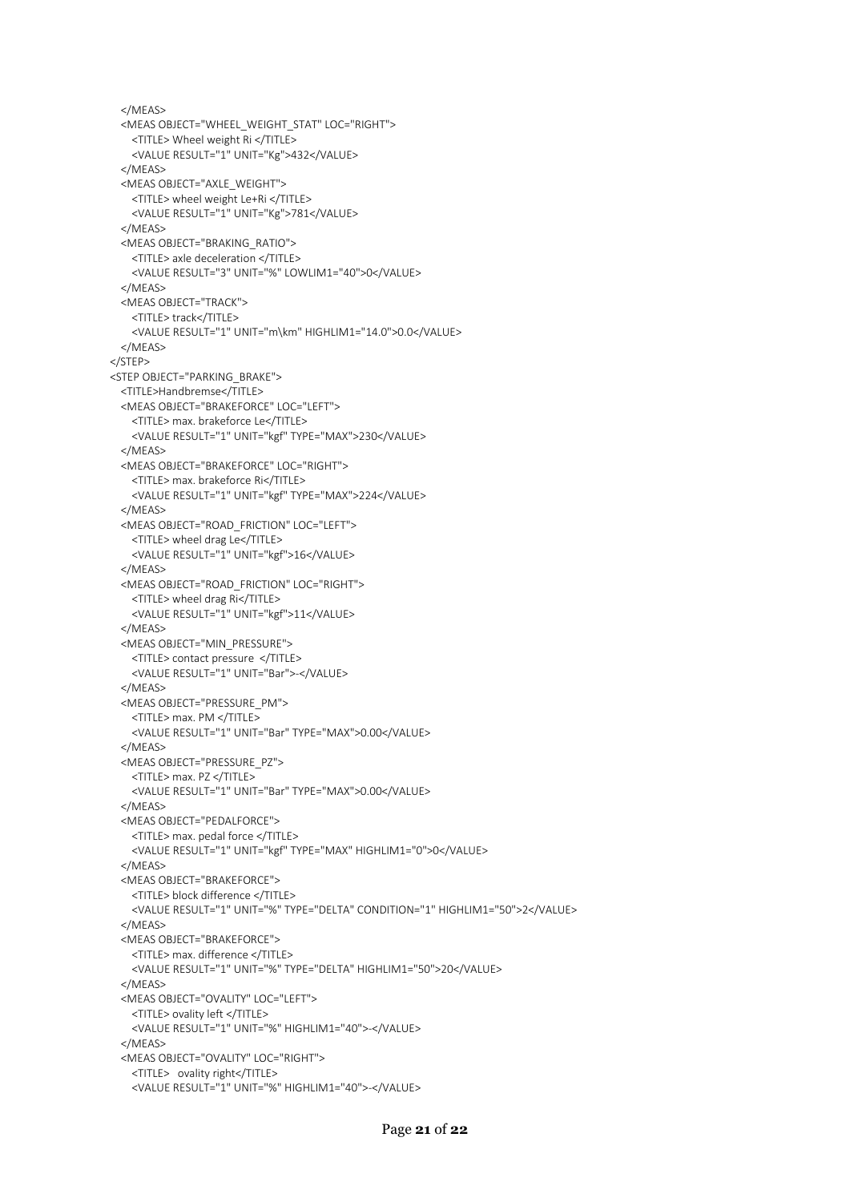```
    </MEAS>
    <MEAS OBJECT="WHEEL_WEIGHT_STAT" LOC="RIGHT">
      <TITLE> Wheel weight Ri </TITLE>
      <VALUE RESULT="1" UNIT="Kg">432</VALUE>
    </MEAS>
    <MEAS OBJECT="AXLE_WEIGHT">
      <TITLE> wheel weight Le+Ri </TITLE>
      <VALUE RESULT="1" UNIT="Kg">781</VALUE>
    </MEAS>
    <MEAS OBJECT="BRAKING_RATIO">
      <TITLE> axle deceleration </TITLE>
      <VALUE RESULT="3" UNIT="%" LOWLIM1="40">0</VALUE>
    </MEAS>
    <MEAS OBJECT="TRACK">
      <TITLE> track</TITLE>
      <VALUE RESULT="1" UNIT="m\km" HIGHLIM1="14.0">0.0</VALUE>
    </MEAS>
  </STEP>
  <STEP OBJECT="PARKING_BRAKE">
    <TITLE>Handbremse</TITLE>
    <MEAS OBJECT="BRAKEFORCE" LOC="LEFT">
      <TITLE> max. brakeforce Le</TITLE>
      <VALUE RESULT="1" UNIT="kgf" TYPE="MAX">230</VALUE>
    </MEAS>
    <MEAS OBJECT="BRAKEFORCE" LOC="RIGHT">
      <TITLE> max. brakeforce Ri</TITLE>
      <VALUE RESULT="1" UNIT="kgf" TYPE="MAX">224</VALUE>
    </MEAS>
    <MEAS OBJECT="ROAD_FRICTION" LOC="LEFT">
      <TITLE> wheel drag Le</TITLE>
      <VALUE RESULT="1" UNIT="kgf">16</VALUE>
    </MEAS>
    <MEAS OBJECT="ROAD_FRICTION" LOC="RIGHT">
      <TITLE> wheel drag Ri</TITLE>
      <VALUE RESULT="1" UNIT="kgf">11</VALUE>
    </MEAS>
    <MEAS OBJECT="MIN_PRESSURE">
      <TITLE> contact pressure  </TITLE>
      <VALUE RESULT="1" UNIT="Bar">-</VALUE>
    </MEAS>
    <MEAS OBJECT="PRESSURE_PM">
      <TITLE> max. PM </TITLE>
      <VALUE RESULT="1" UNIT="Bar" TYPE="MAX">0.00</VALUE>
    </MEAS>
    <MEAS OBJECT="PRESSURE_PZ">
      <TITLE> max. PZ </TITLE>
      <VALUE RESULT="1" UNIT="Bar" TYPE="MAX">0.00</VALUE>
    </MEAS>
    <MEAS OBJECT="PEDALFORCE">
      <TITLE> max. pedal force </TITLE>
      <VALUE RESULT="1" UNIT="kgf" TYPE="MAX" HIGHLIM1="0">0</VALUE>
    </MEAS>
    <MEAS OBJECT="BRAKEFORCE">
      <TITLE> block difference </TITLE>
      <VALUE RESULT="1" UNIT="%" TYPE="DELTA" CONDITION="1" HIGHLIM1="50">2</VALUE>
    </MEAS>
    <MEAS OBJECT="BRAKEFORCE">
      <TITLE> max. difference </TITLE>
      <VALUE RESULT="1" UNIT="%" TYPE="DELTA" HIGHLIM1="50">20</VALUE>
    </MEAS>
    <MEAS OBJECT="OVALITY" LOC="LEFT">
      <TITLE> ovality left </TITLE>
      <VALUE RESULT="1" UNIT="%" HIGHLIM1="40">-</VALUE>
    </MEAS>
    <MEAS OBJECT="OVALITY" LOC="RIGHT">
      <TITLE>   ovality right</TITLE>
      <VALUE RESULT="1" UNIT="%" HIGHLIM1="40">-</VALUE>
```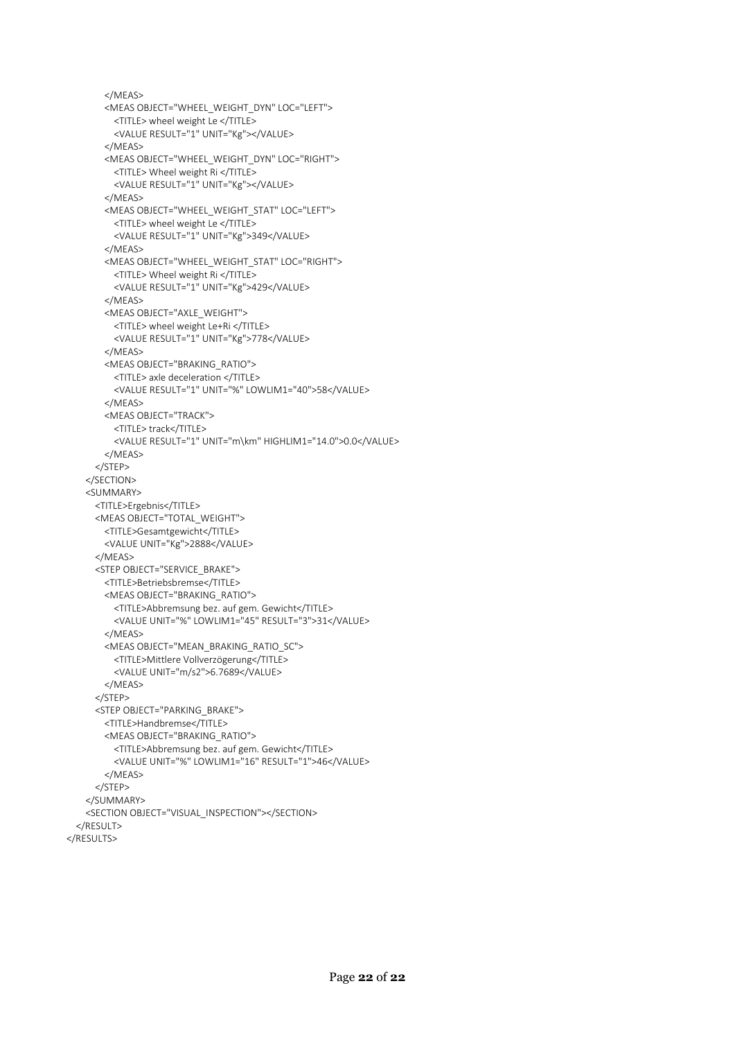```
        </MEAS>
        <MEAS OBJECT="WHEEL_WEIGHT_DYN" LOC="LEFT">
          <TITLE> wheel weight Le </TITLE>
          <VALUE RESULT="1" UNIT="Kg"></VALUE>
        </MEAS>
        <MEAS OBJECT="WHEEL_WEIGHT_DYN" LOC="RIGHT">
          <TITLE> Wheel weight Ri </TITLE>
          <VALUE RESULT="1" UNIT="Kg"></VALUE>
        </MEAS>
        <MEAS OBJECT="WHEEL_WEIGHT_STAT" LOC="LEFT">
          <TITLE> wheel weight Le </TITLE>
          <VALUE RESULT="1" UNIT="Kg">349</VALUE>
        </MEAS>
        <MEAS OBJECT="WHEEL_WEIGHT_STAT" LOC="RIGHT">
          <TITLE> Wheel weight Ri </TITLE>
          <VALUE RESULT="1" UNIT="Kg">429</VALUE>
        </MEAS>
        <MEAS OBJECT="AXLE_WEIGHT">
          <TITLE> wheel weight Le+Ri </TITLE>
          <VALUE RESULT="1" UNIT="Kg">778</VALUE>
        </MEAS>
        <MEAS OBJECT="BRAKING_RATIO">
          <TITLE> axle deceleration </TITLE>
          <VALUE RESULT="1" UNIT="%" LOWLIM1="40">58</VALUE>
        </MEAS>
        <MEAS OBJECT="TRACK">
          <TITLE> track</TITLE>
          <VALUE RESULT="1" UNIT="m\km" HIGHLIM1="14.0">0.0</VALUE>
        </MEAS>
      </STEP>
    </SECTION>
    <SUMMARY>
      <TITLE>Ergebnis</TITLE>
      <MEAS OBJECT="TOTAL_WEIGHT">
        <TITLE>Gesamtgewicht</TITLE>
        <VALUE UNIT="Kg">2888</VALUE>
      </MEAS>
      <STEP OBJECT="SERVICE_BRAKE">
        <TITLE>Betriebsbremse</TITLE>
        <MEAS OBJECT="BRAKING_RATIO">
          <TITLE>Abbremsung bez. auf gem. Gewicht</TITLE>
          <VALUE UNIT="%" LOWLIM1="45" RESULT="3">31</VALUE>
        </MEAS>
        <MEAS OBJECT="MEAN_BRAKING_RATIO_SC">
          <TITLE>Mittlere Vollverzögerung</TITLE>
          <VALUE UNIT="m/s2">6.7689</VALUE>
        </MEAS>
      </STEP>
      <STEP OBJECT="PARKING_BRAKE">
        <TITLE>Handbremse</TITLE>
        <MEAS OBJECT="BRAKING_RATIO">
          <TITLE>Abbremsung bez. auf gem. Gewicht</TITLE>
          <VALUE UNIT="%" LOWLIM1="16" RESULT="1">46</VALUE>
        </MEAS>
      </STEP>
    </SUMMARY>
    <SECTION OBJECT="VISUAL_INSPECTION"></SECTION>
  </RESULT>
</RESULTS>
```